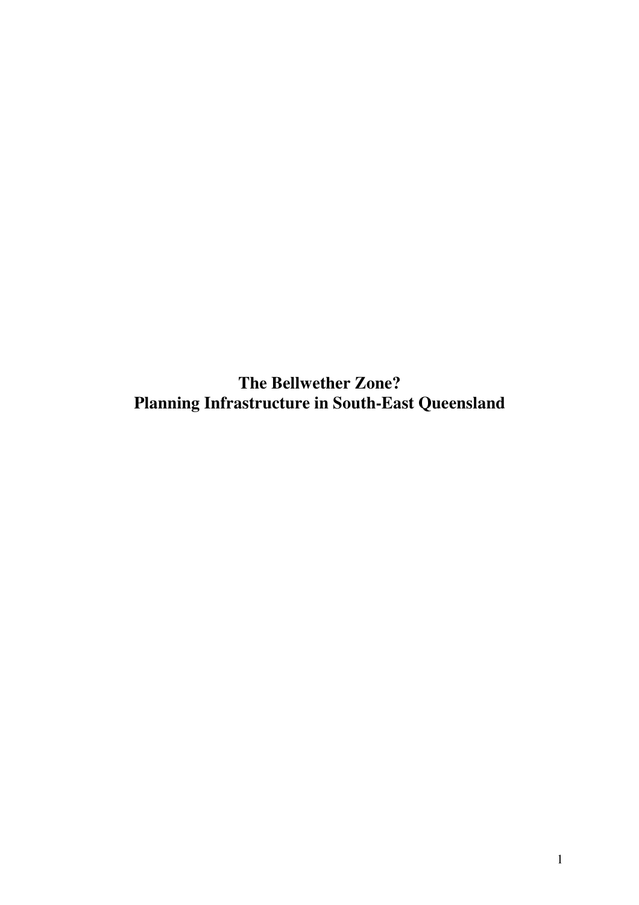# The Bellwether Zone?
# Planning Infrastructure in South-East Queensland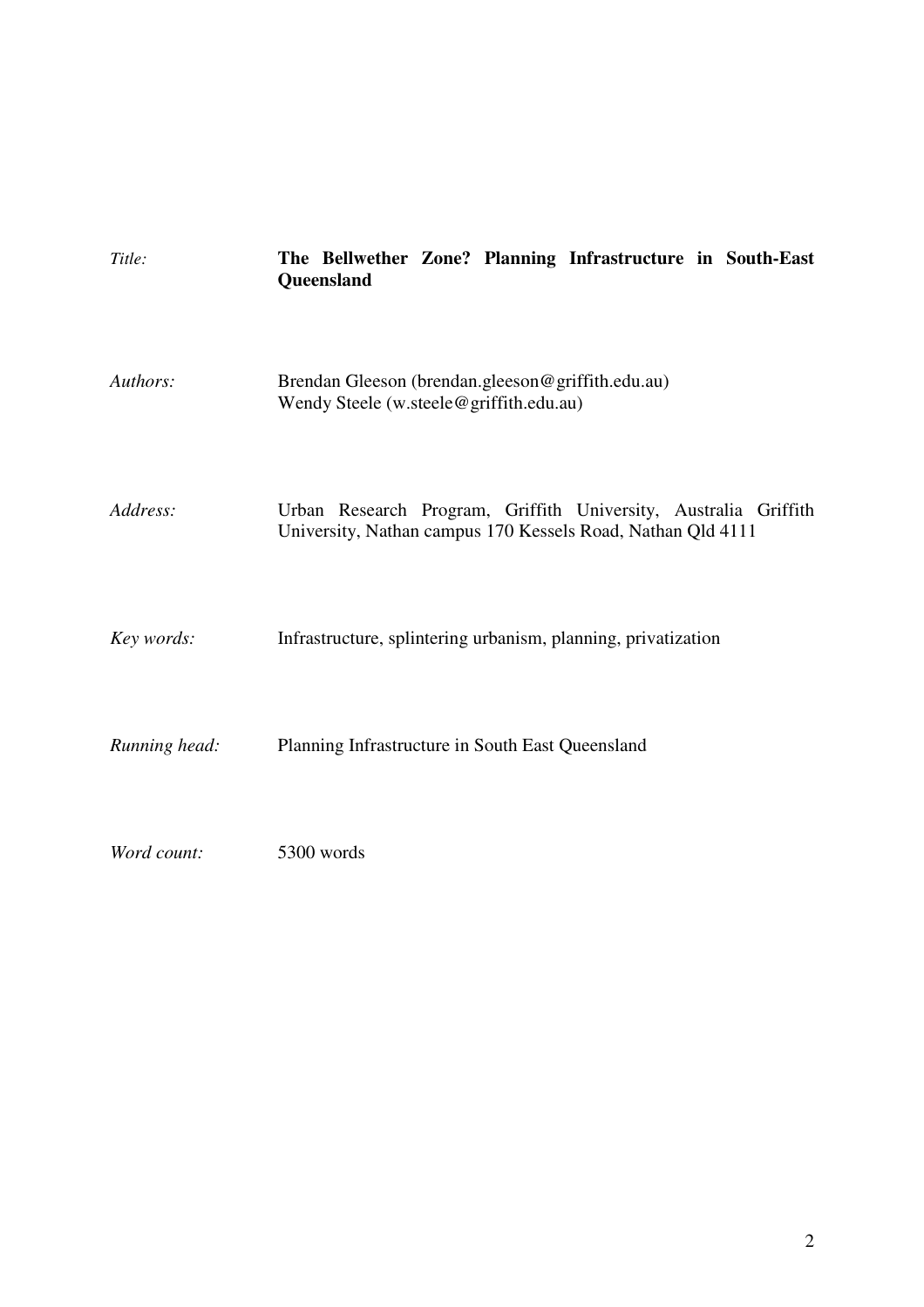*Title:* **The Bellwether Zone? Planning Infrastructure in South-East Queensland**

*Authors:* Brendan Gleeson (brendan.gleeson@griffith.edu.au)
Wendy Steele (w.steele@griffith.edu.au)

*Address:* Urban Research Program, Griffith University, Australia Griffith University, Nathan campus 170 Kessels Road, Nathan Qld 4111

*Key words:* Infrastructure, splintering urbanism, planning, privatization

*Running head:* Planning Infrastructure in South East Queensland

*Word count:* 5300 words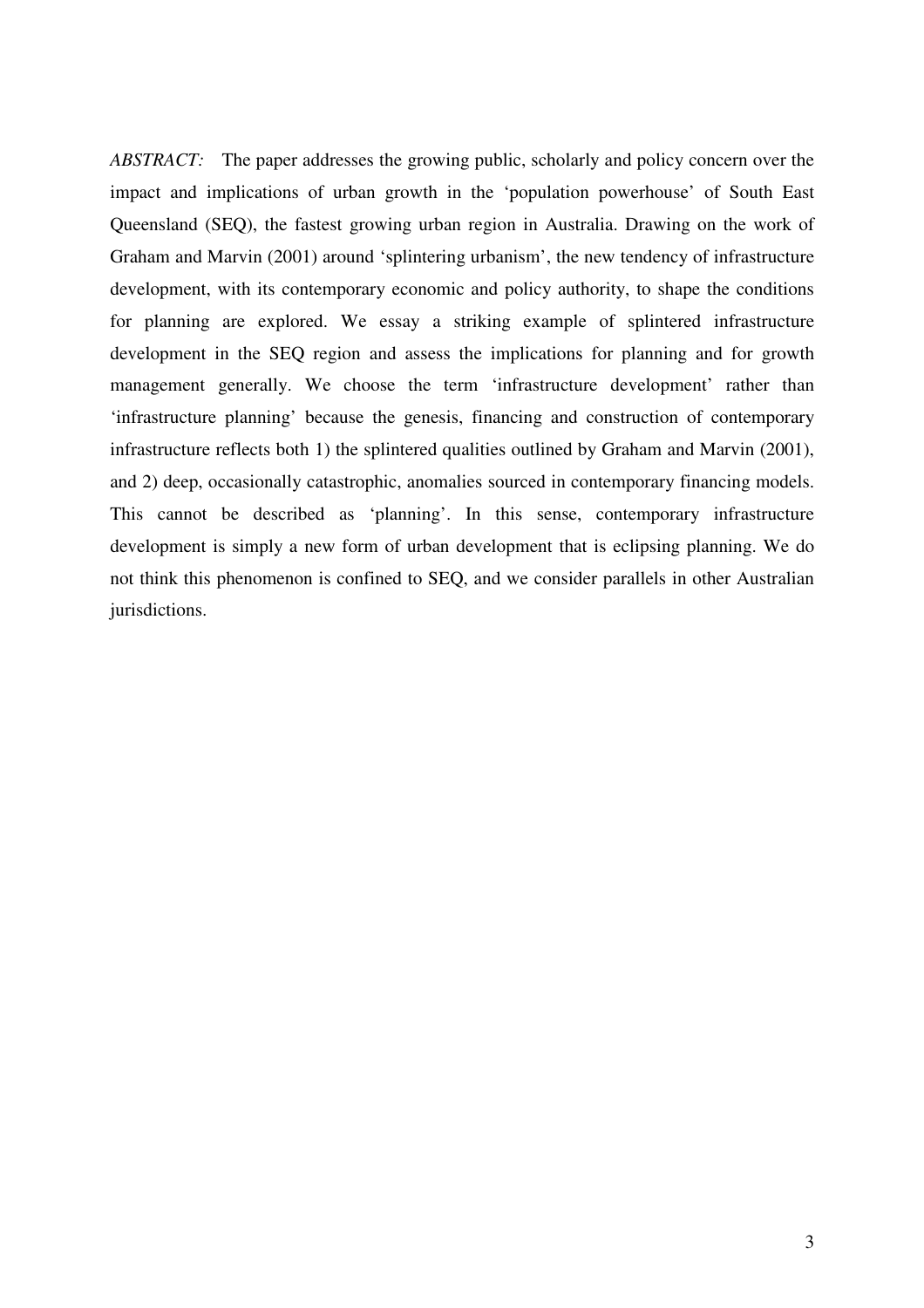*ABSTRACT:* The paper addresses the growing public, scholarly and policy concern over the impact and implications of urban growth in the 'population powerhouse' of South East Queensland (SEQ), the fastest growing urban region in Australia. Drawing on the work of Graham and Marvin (2001) around 'splintering urbanism', the new tendency of infrastructure development, with its contemporary economic and policy authority, to shape the conditions for planning are explored. We essay a striking example of splintered infrastructure development in the SEQ region and assess the implications for planning and for growth management generally. We choose the term 'infrastructure development' rather than 'infrastructure planning' because the genesis, financing and construction of contemporary infrastructure reflects both 1) the splintered qualities outlined by Graham and Marvin (2001), and 2) deep, occasionally catastrophic, anomalies sourced in contemporary financing models. This cannot be described as 'planning'. In this sense, contemporary infrastructure development is simply a new form of urban development that is eclipsing planning. We do not think this phenomenon is confined to SEQ, and we consider parallels in other Australian jurisdictions.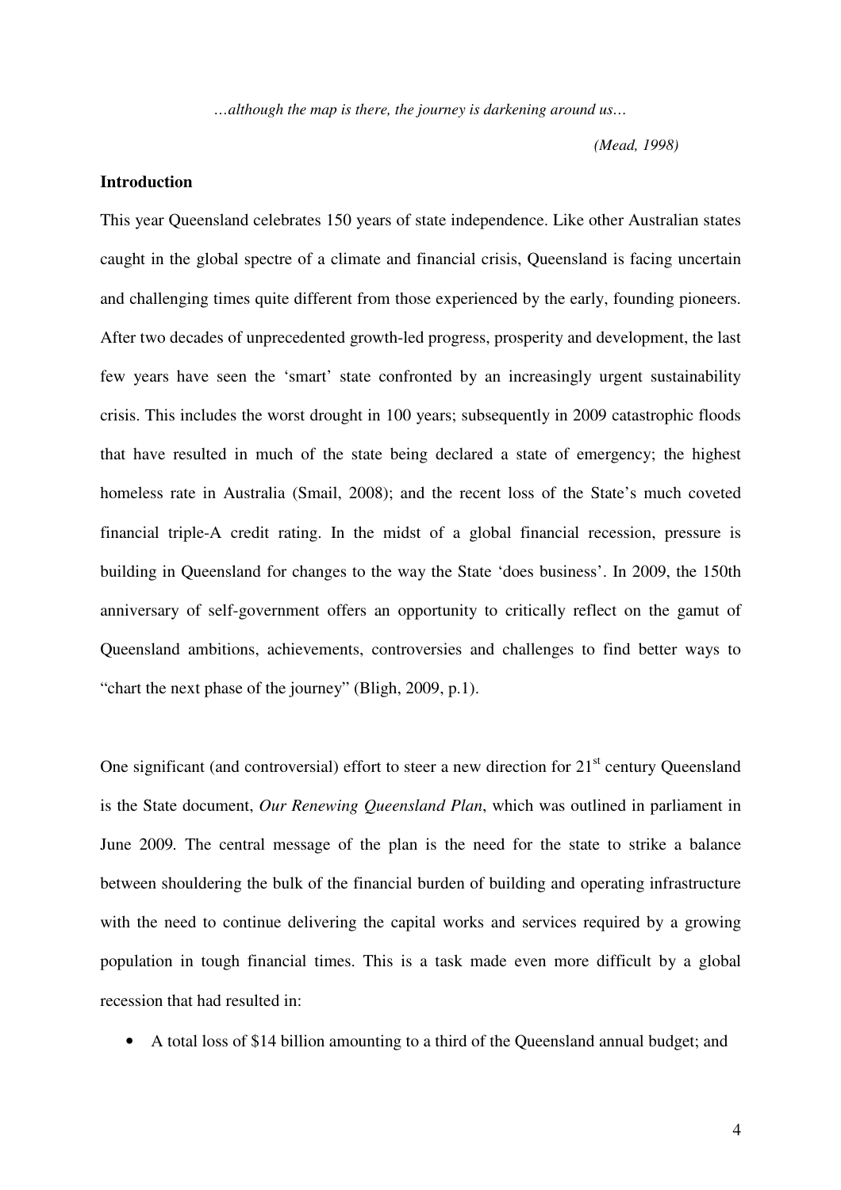*…although the map is there, the journey is darkening around us…*

*(Mead, 1998)*

## Introduction

This year Queensland celebrates 150 years of state independence. Like other Australian states caught in the global spectre of a climate and financial crisis, Queensland is facing uncertain and challenging times quite different from those experienced by the early, founding pioneers. After two decades of unprecedented growth-led progress, prosperity and development, the last few years have seen the 'smart' state confronted by an increasingly urgent sustainability crisis. This includes the worst drought in 100 years; subsequently in 2009 catastrophic floods that have resulted in much of the state being declared a state of emergency; the highest homeless rate in Australia (Smail, 2008); and the recent loss of the State's much coveted financial triple-A credit rating. In the midst of a global financial recession, pressure is building in Queensland for changes to the way the State 'does business'. In 2009, the 150th anniversary of self-government offers an opportunity to critically reflect on the gamut of Queensland ambitions, achievements, controversies and challenges to find better ways to "chart the next phase of the journey" (Bligh, 2009, p.1).

One significant (and controversial) effort to steer a new direction for 21st century Queensland is the State document, *Our Renewing Queensland Plan*, which was outlined in parliament in June 2009. The central message of the plan is the need for the state to strike a balance between shouldering the bulk of the financial burden of building and operating infrastructure with the need to continue delivering the capital works and services required by a growing population in tough financial times. This is a task made even more difficult by a global recession that had resulted in:

- A total loss of $14 billion amounting to a third of the Queensland annual budget; and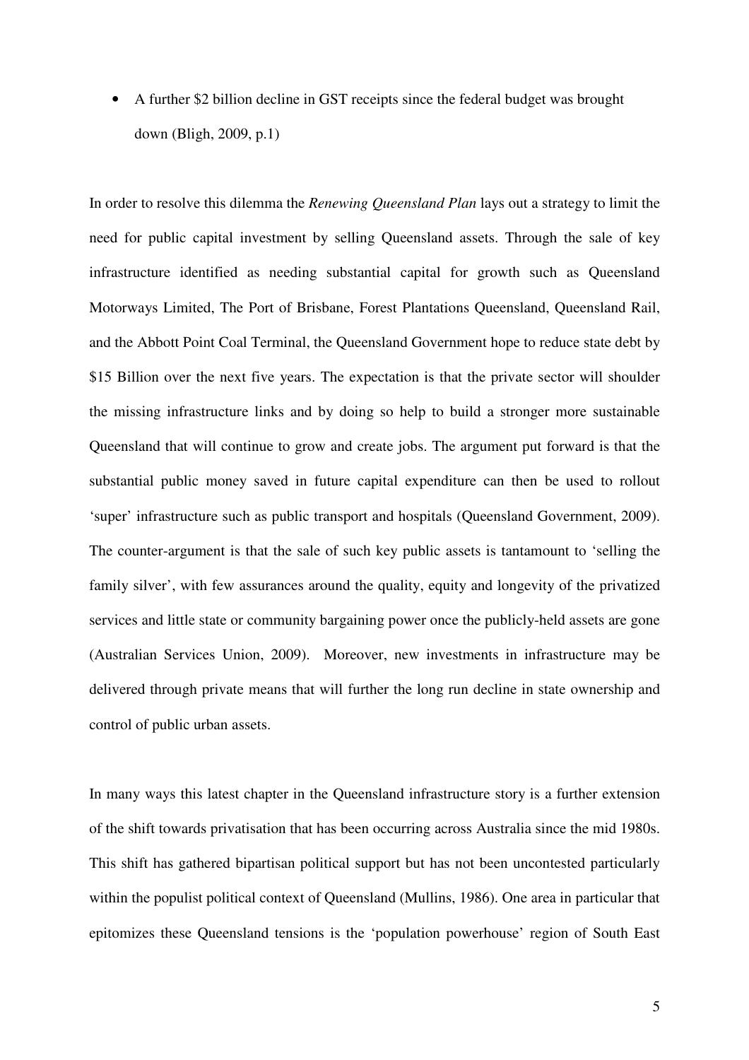- A further $2 billion decline in GST receipts since the federal budget was brought down (Bligh, 2009, p.1)

In order to resolve this dilemma the *Renewing Queensland Plan* lays out a strategy to limit the need for public capital investment by selling Queensland assets. Through the sale of key infrastructure identified as needing substantial capital for growth such as Queensland Motorways Limited, The Port of Brisbane, Forest Plantations Queensland, Queensland Rail, and the Abbott Point Coal Terminal, the Queensland Government hope to reduce state debt by $15 Billion over the next five years. The expectation is that the private sector will shoulder the missing infrastructure links and by doing so help to build a stronger more sustainable Queensland that will continue to grow and create jobs. The argument put forward is that the substantial public money saved in future capital expenditure can then be used to rollout 'super' infrastructure such as public transport and hospitals (Queensland Government, 2009). The counter-argument is that the sale of such key public assets is tantamount to 'selling the family silver', with few assurances around the quality, equity and longevity of the privatized services and little state or community bargaining power once the publicly-held assets are gone (Australian Services Union, 2009). Moreover, new investments in infrastructure may be delivered through private means that will further the long run decline in state ownership and control of public urban assets.

In many ways this latest chapter in the Queensland infrastructure story is a further extension of the shift towards privatisation that has been occurring across Australia since the mid 1980s. This shift has gathered bipartisan political support but has not been uncontested particularly within the populist political context of Queensland (Mullins, 1986). One area in particular that epitomizes these Queensland tensions is the 'population powerhouse' region of South East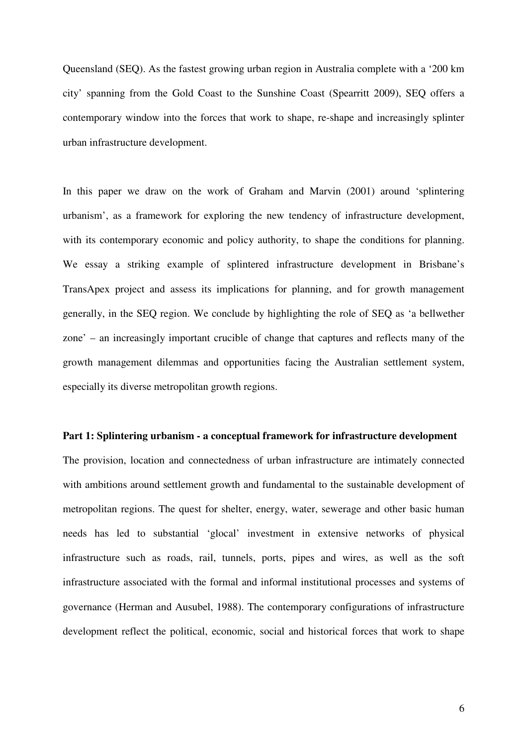Queensland (SEQ). As the fastest growing urban region in Australia complete with a '200 km city' spanning from the Gold Coast to the Sunshine Coast (Spearritt 2009), SEQ offers a contemporary window into the forces that work to shape, re-shape and increasingly splinter urban infrastructure development.

In this paper we draw on the work of Graham and Marvin (2001) around 'splintering urbanism', as a framework for exploring the new tendency of infrastructure development, with its contemporary economic and policy authority, to shape the conditions for planning. We essay a striking example of splintered infrastructure development in Brisbane's TransApex project and assess its implications for planning, and for growth management generally, in the SEQ region. We conclude by highlighting the role of SEQ as 'a bellwether zone' – an increasingly important crucible of change that captures and reflects many of the growth management dilemmas and opportunities facing the Australian settlement system, especially its diverse metropolitan growth regions.

**Part 1: Splintering urbanism - a conceptual framework for infrastructure development**

The provision, location and connectedness of urban infrastructure are intimately connected with ambitions around settlement growth and fundamental to the sustainable development of metropolitan regions. The quest for shelter, energy, water, sewerage and other basic human needs has led to substantial 'glocal' investment in extensive networks of physical infrastructure such as roads, rail, tunnels, ports, pipes and wires, as well as the soft infrastructure associated with the formal and informal institutional processes and systems of governance (Herman and Ausubel, 1988). The contemporary configurations of infrastructure development reflect the political, economic, social and historical forces that work to shape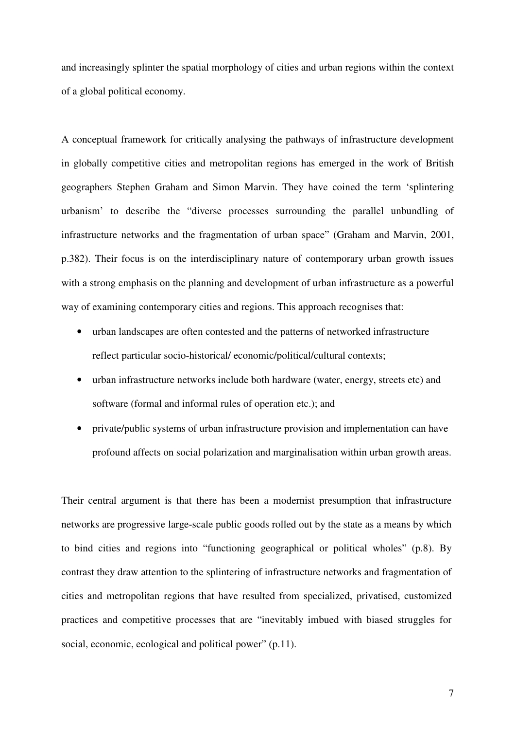and increasingly splinter the spatial morphology of cities and urban regions within the context of a global political economy.

A conceptual framework for critically analysing the pathways of infrastructure development in globally competitive cities and metropolitan regions has emerged in the work of British geographers Stephen Graham and Simon Marvin. They have coined the term 'splintering urbanism' to describe the "diverse processes surrounding the parallel unbundling of infrastructure networks and the fragmentation of urban space" (Graham and Marvin, 2001, p.382). Their focus is on the interdisciplinary nature of contemporary urban growth issues with a strong emphasis on the planning and development of urban infrastructure as a powerful way of examining contemporary cities and regions. This approach recognises that:

- urban landscapes are often contested and the patterns of networked infrastructure reflect particular socio-historical/ economic/political/cultural contexts;
- urban infrastructure networks include both hardware (water, energy, streets etc) and software (formal and informal rules of operation etc.); and
- private/public systems of urban infrastructure provision and implementation can have profound affects on social polarization and marginalisation within urban growth areas.

Their central argument is that there has been a modernist presumption that infrastructure networks are progressive large-scale public goods rolled out by the state as a means by which to bind cities and regions into "functioning geographical or political wholes" (p.8). By contrast they draw attention to the splintering of infrastructure networks and fragmentation of cities and metropolitan regions that have resulted from specialized, privatised, customized practices and competitive processes that are "inevitably imbued with biased struggles for social, economic, ecological and political power" (p.11).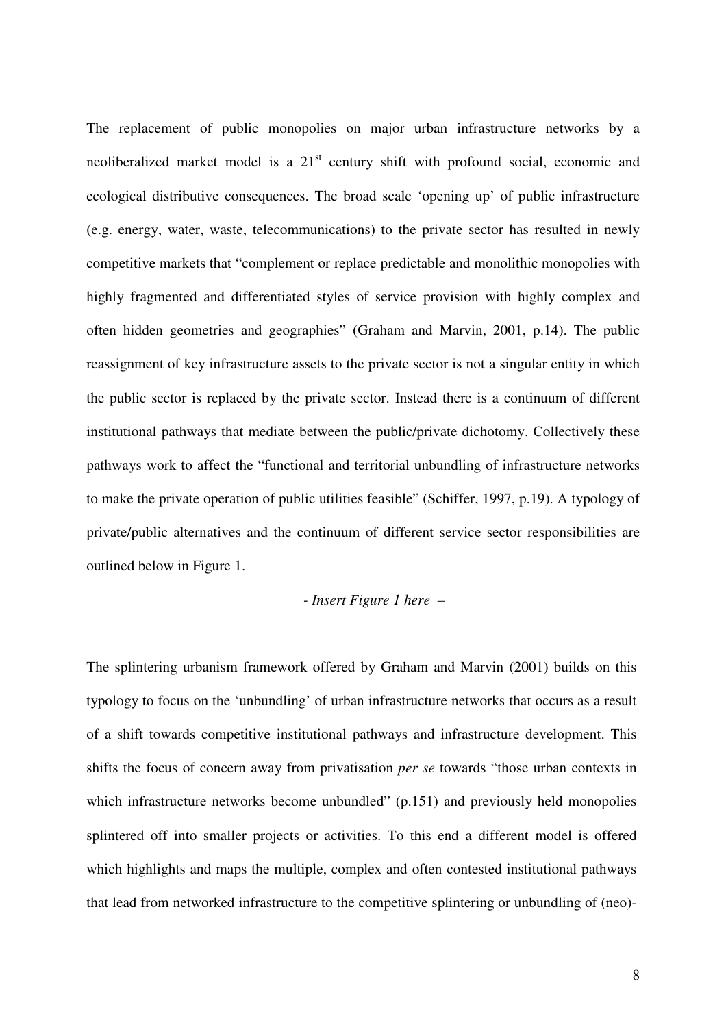The replacement of public monopolies on major urban infrastructure networks by a neoliberalized market model is a 21st century shift with profound social, economic and ecological distributive consequences. The broad scale 'opening up' of public infrastructure (e.g. energy, water, waste, telecommunications) to the private sector has resulted in newly competitive markets that "complement or replace predictable and monolithic monopolies with highly fragmented and differentiated styles of service provision with highly complex and often hidden geometries and geographies" (Graham and Marvin, 2001, p.14). The public reassignment of key infrastructure assets to the private sector is not a singular entity in which the public sector is replaced by the private sector. Instead there is a continuum of different institutional pathways that mediate between the public/private dichotomy. Collectively these pathways work to affect the "functional and territorial unbundling of infrastructure networks to make the private operation of public utilities feasible" (Schiffer, 1997, p.19). A typology of private/public alternatives and the continuum of different service sector responsibilities are outlined below in Figure 1.

*- Insert Figure 1 here –*

The splintering urbanism framework offered by Graham and Marvin (2001) builds on this typology to focus on the 'unbundling' of urban infrastructure networks that occurs as a result of a shift towards competitive institutional pathways and infrastructure development. This shifts the focus of concern away from privatisation *per se* towards "those urban contexts in which infrastructure networks become unbundled" (p.151) and previously held monopolies splintered off into smaller projects or activities. To this end a different model is offered which highlights and maps the multiple, complex and often contested institutional pathways that lead from networked infrastructure to the competitive splintering or unbundling of (neo)-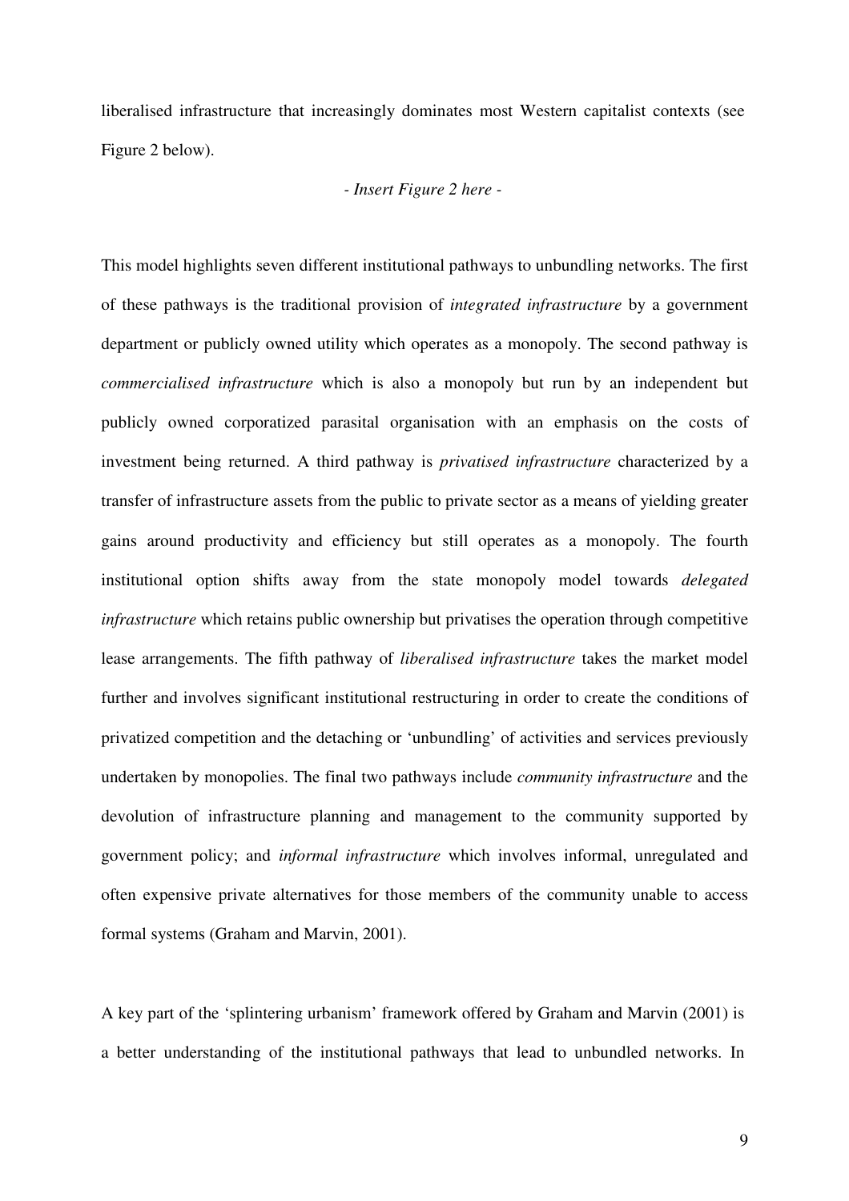liberalised infrastructure that increasingly dominates most Western capitalist contexts (see Figure 2 below).

*- Insert Figure 2 here -*

This model highlights seven different institutional pathways to unbundling networks. The first of these pathways is the traditional provision of *integrated infrastructure* by a government department or publicly owned utility which operates as a monopoly. The second pathway is *commercialised infrastructure* which is also a monopoly but run by an independent but publicly owned corporatized parasital organisation with an emphasis on the costs of investment being returned. A third pathway is *privatised infrastructure* characterized by a transfer of infrastructure assets from the public to private sector as a means of yielding greater gains around productivity and efficiency but still operates as a monopoly. The fourth institutional option shifts away from the state monopoly model towards *delegated infrastructure* which retains public ownership but privatises the operation through competitive lease arrangements. The fifth pathway of *liberalised infrastructure* takes the market model further and involves significant institutional restructuring in order to create the conditions of privatized competition and the detaching or 'unbundling' of activities and services previously undertaken by monopolies. The final two pathways include *community infrastructure* and the devolution of infrastructure planning and management to the community supported by government policy; and *informal infrastructure* which involves informal, unregulated and often expensive private alternatives for those members of the community unable to access formal systems (Graham and Marvin, 2001).

A key part of the 'splintering urbanism' framework offered by Graham and Marvin (2001) is a better understanding of the institutional pathways that lead to unbundled networks. In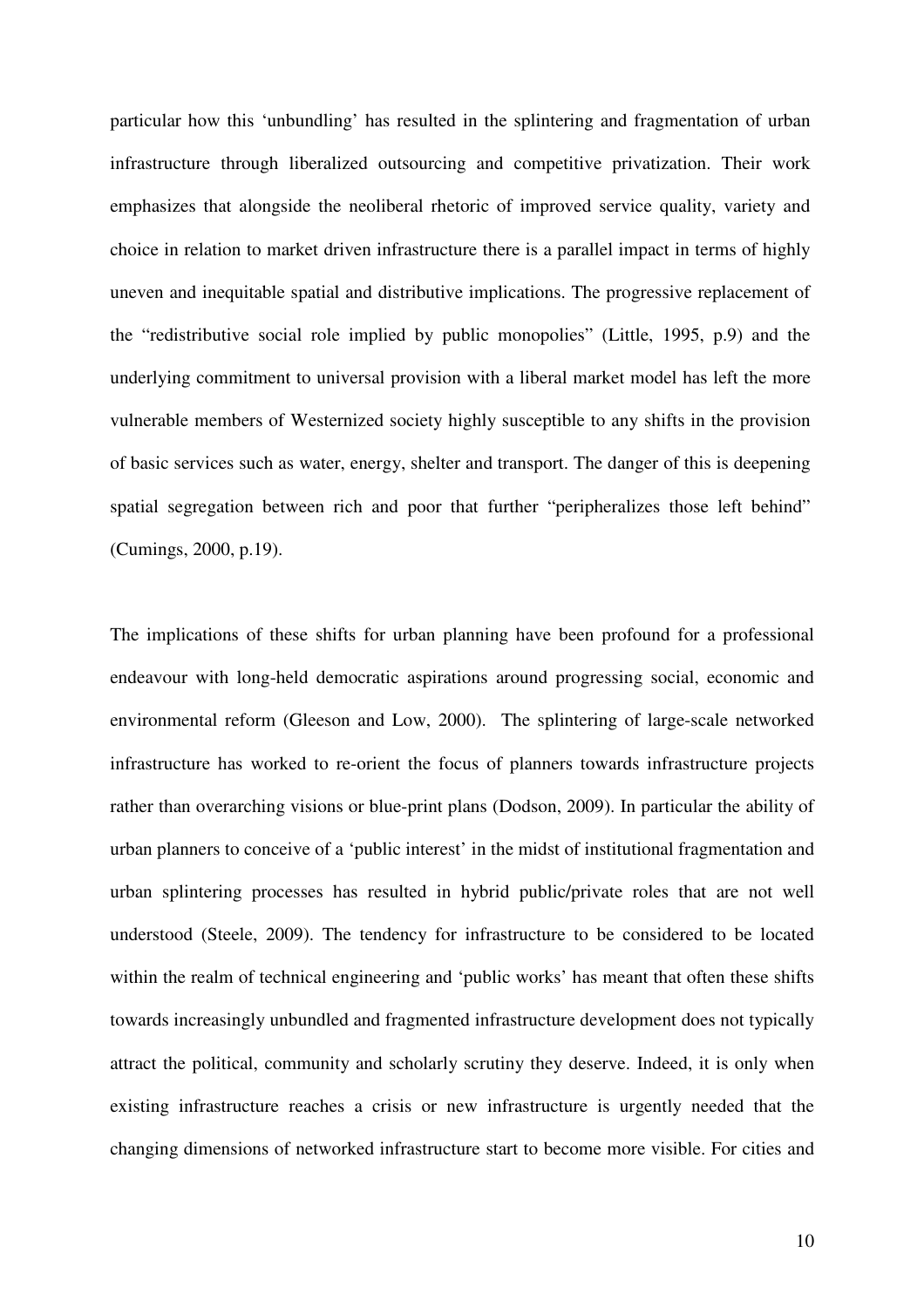particular how this 'unbundling' has resulted in the splintering and fragmentation of urban infrastructure through liberalized outsourcing and competitive privatization. Their work emphasizes that alongside the neoliberal rhetoric of improved service quality, variety and choice in relation to market driven infrastructure there is a parallel impact in terms of highly uneven and inequitable spatial and distributive implications. The progressive replacement of the "redistributive social role implied by public monopolies" (Little, 1995, p.9) and the underlying commitment to universal provision with a liberal market model has left the more vulnerable members of Westernized society highly susceptible to any shifts in the provision of basic services such as water, energy, shelter and transport. The danger of this is deepening spatial segregation between rich and poor that further "peripheralizes those left behind" (Cumings, 2000, p.19).

The implications of these shifts for urban planning have been profound for a professional endeavour with long-held democratic aspirations around progressing social, economic and environmental reform (Gleeson and Low, 2000). The splintering of large-scale networked infrastructure has worked to re-orient the focus of planners towards infrastructure projects rather than overarching visions or blue-print plans (Dodson, 2009). In particular the ability of urban planners to conceive of a 'public interest' in the midst of institutional fragmentation and urban splintering processes has resulted in hybrid public/private roles that are not well understood (Steele, 2009). The tendency for infrastructure to be considered to be located within the realm of technical engineering and 'public works' has meant that often these shifts towards increasingly unbundled and fragmented infrastructure development does not typically attract the political, community and scholarly scrutiny they deserve. Indeed, it is only when existing infrastructure reaches a crisis or new infrastructure is urgently needed that the changing dimensions of networked infrastructure start to become more visible. For cities and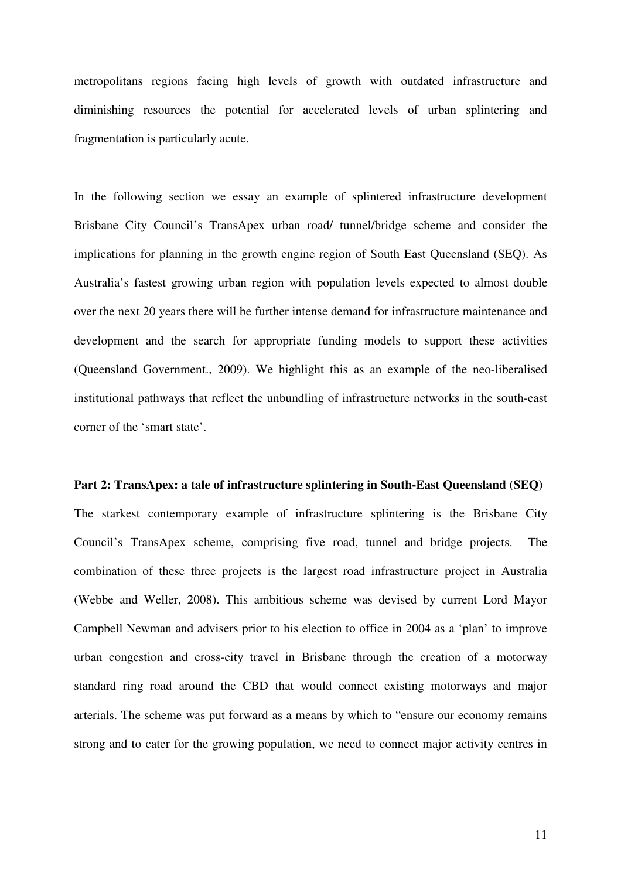metropolitans regions facing high levels of growth with outdated infrastructure and diminishing resources the potential for accelerated levels of urban splintering and fragmentation is particularly acute.

In the following section we essay an example of splintered infrastructure development Brisbane City Council's TransApex urban road/ tunnel/bridge scheme and consider the implications for planning in the growth engine region of South East Queensland (SEQ). As Australia's fastest growing urban region with population levels expected to almost double over the next 20 years there will be further intense demand for infrastructure maintenance and development and the search for appropriate funding models to support these activities (Queensland Government., 2009). We highlight this as an example of the neo-liberalised institutional pathways that reflect the unbundling of infrastructure networks in the south-east corner of the 'smart state'.

**Part 2: TransApex: a tale of infrastructure splintering in South-East Queensland (SEQ)**

The starkest contemporary example of infrastructure splintering is the Brisbane City Council's TransApex scheme, comprising five road, tunnel and bridge projects. The combination of these three projects is the largest road infrastructure project in Australia (Webbe and Weller, 2008). This ambitious scheme was devised by current Lord Mayor Campbell Newman and advisers prior to his election to office in 2004 as a 'plan' to improve urban congestion and cross-city travel in Brisbane through the creation of a motorway standard ring road around the CBD that would connect existing motorways and major arterials. The scheme was put forward as a means by which to "ensure our economy remains strong and to cater for the growing population, we need to connect major activity centres in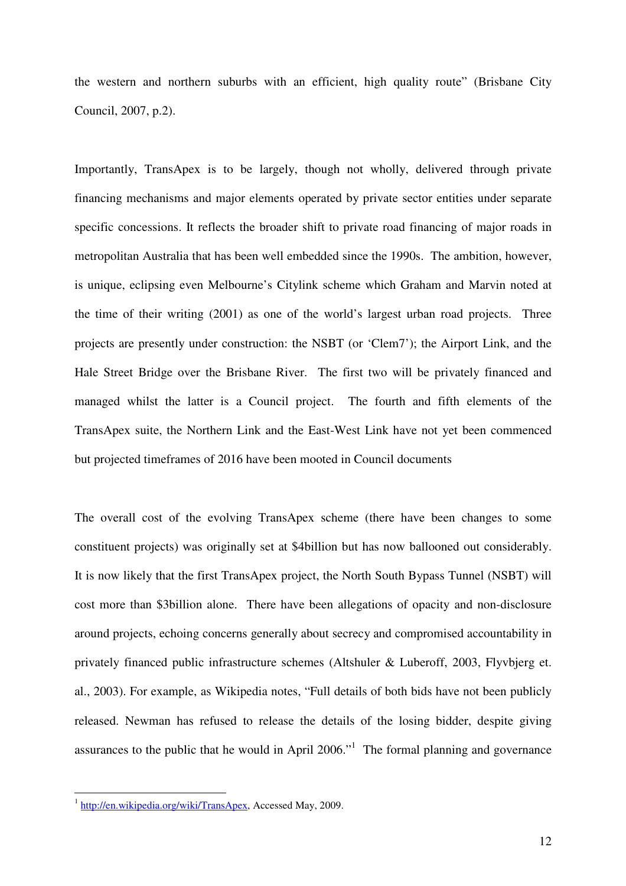the western and northern suburbs with an efficient, high quality route" (Brisbane City Council, 2007, p.2).

Importantly, TransApex is to be largely, though not wholly, delivered through private financing mechanisms and major elements operated by private sector entities under separate specific concessions. It reflects the broader shift to private road financing of major roads in metropolitan Australia that has been well embedded since the 1990s. The ambition, however, is unique, eclipsing even Melbourne's Citylink scheme which Graham and Marvin noted at the time of their writing (2001) as one of the world's largest urban road projects. Three projects are presently under construction: the NSBT (or 'Clem7'); the Airport Link, and the Hale Street Bridge over the Brisbane River. The first two will be privately financed and managed whilst the latter is a Council project. The fourth and fifth elements of the TransApex suite, the Northern Link and the East-West Link have not yet been commenced but projected timeframes of 2016 have been mooted in Council documents

The overall cost of the evolving TransApex scheme (there have been changes to some constituent projects) was originally set at $4billion but has now ballooned out considerably. It is now likely that the first TransApex project, the North South Bypass Tunnel (NSBT) will cost more than $3billion alone. There have been allegations of opacity and non-disclosure around projects, echoing concerns generally about secrecy and compromised accountability in privately financed public infrastructure schemes (Altshuler & Luberoff, 2003, Flyvbjerg et. al., 2003). For example, as Wikipedia notes, "Full details of both bids have not been publicly released. Newman has refused to release the details of the losing bidder, despite giving assurances to the public that he would in April 2006."[1] The formal planning and governance

[1] http://en.wikipedia.org/wiki/TransApex, Accessed May, 2009.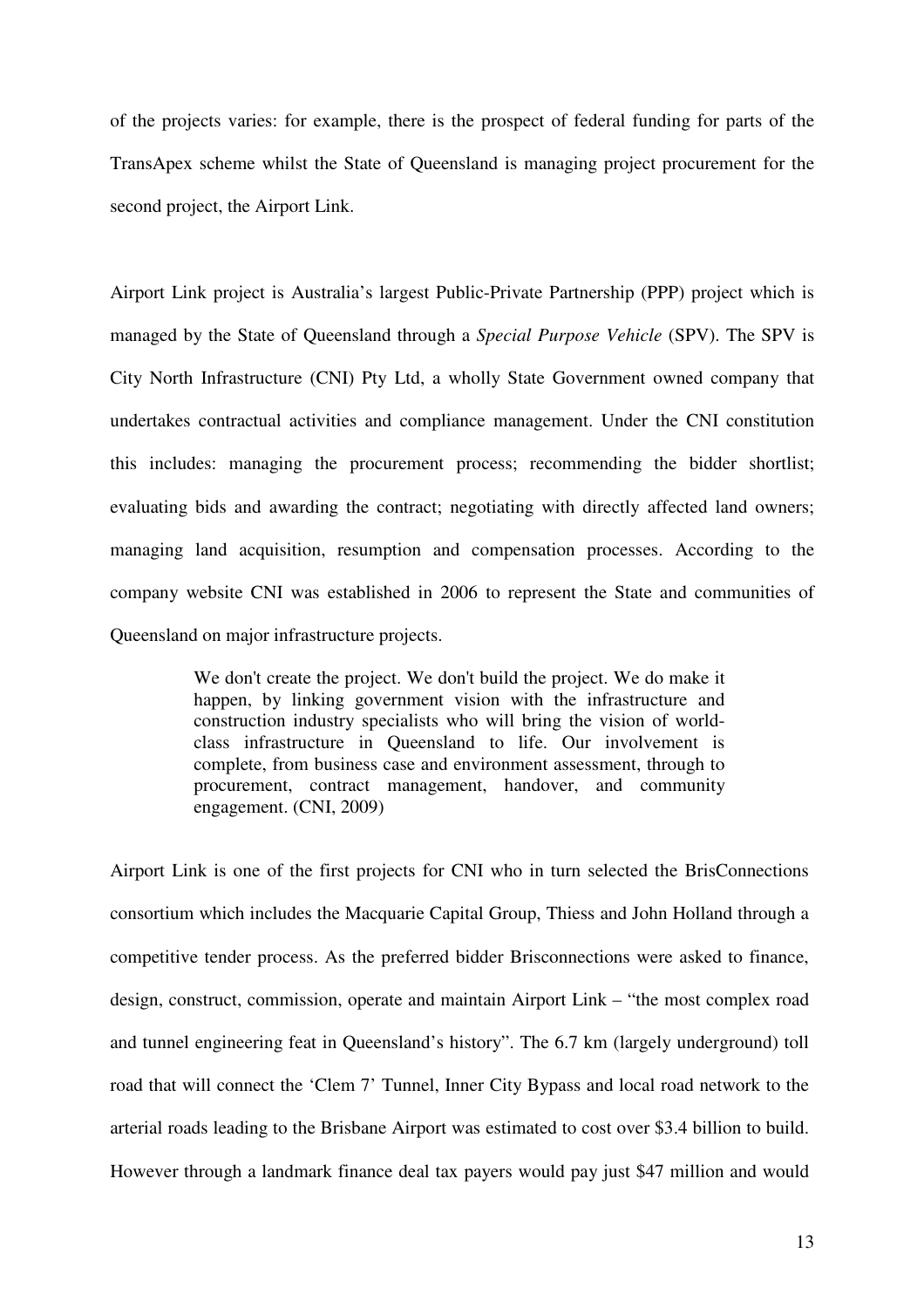of the projects varies: for example, there is the prospect of federal funding for parts of the TransApex scheme whilst the State of Queensland is managing project procurement for the second project, the Airport Link.

Airport Link project is Australia's largest Public-Private Partnership (PPP) project which is managed by the State of Queensland through a *Special Purpose Vehicle* (SPV). The SPV is City North Infrastructure (CNI) Pty Ltd, a wholly State Government owned company that undertakes contractual activities and compliance management. Under the CNI constitution this includes: managing the procurement process; recommending the bidder shortlist; evaluating bids and awarding the contract; negotiating with directly affected land owners; managing land acquisition, resumption and compensation processes. According to the company website CNI was established in 2006 to represent the State and communities of Queensland on major infrastructure projects.

> We don't create the project. We don't build the project. We do make it happen, by linking government vision with the infrastructure and construction industry specialists who will bring the vision of world-class infrastructure in Queensland to life. Our involvement is complete, from business case and environment assessment, through to procurement, contract management, handover, and community engagement. (CNI, 2009)

Airport Link is one of the first projects for CNI who in turn selected the BrisConnections consortium which includes the Macquarie Capital Group, Thiess and John Holland through a competitive tender process. As the preferred bidder Brisconnections were asked to finance, design, construct, commission, operate and maintain Airport Link – "the most complex road and tunnel engineering feat in Queensland's history". The 6.7 km (largely underground) toll road that will connect the 'Clem 7' Tunnel, Inner City Bypass and local road network to the arterial roads leading to the Brisbane Airport was estimated to cost over $3.4 billion to build. However through a landmark finance deal tax payers would pay just $47 million and would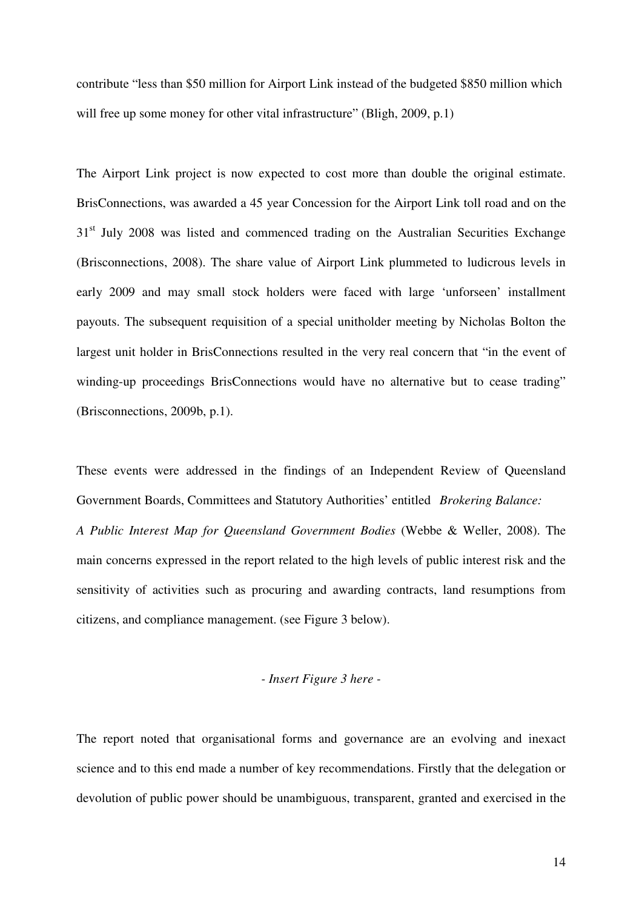contribute "less than $50 million for Airport Link instead of the budgeted $850 million which will free up some money for other vital infrastructure" (Bligh, 2009, p.1)

The Airport Link project is now expected to cost more than double the original estimate. BrisConnections, was awarded a 45 year Concession for the Airport Link toll road and on the 31st July 2008 was listed and commenced trading on the Australian Securities Exchange (Brisconnections, 2008). The share value of Airport Link plummeted to ludicrous levels in early 2009 and may small stock holders were faced with large 'unforseen' installment payouts. The subsequent requisition of a special unitholder meeting by Nicholas Bolton the largest unit holder in BrisConnections resulted in the very real concern that "in the event of winding-up proceedings BrisConnections would have no alternative but to cease trading" (Brisconnections, 2009b, p.1).

These events were addressed in the findings of an Independent Review of Queensland Government Boards, Committees and Statutory Authorities' entitled *Brokering Balance: A Public Interest Map for Queensland Government Bodies* (Webbe & Weller, 2008). The main concerns expressed in the report related to the high levels of public interest risk and the sensitivity of activities such as procuring and awarding contracts, land resumptions from citizens, and compliance management. (see Figure 3 below).

*- Insert Figure 3 here -*

The report noted that organisational forms and governance are an evolving and inexact science and to this end made a number of key recommendations. Firstly that the delegation or devolution of public power should be unambiguous, transparent, granted and exercised in the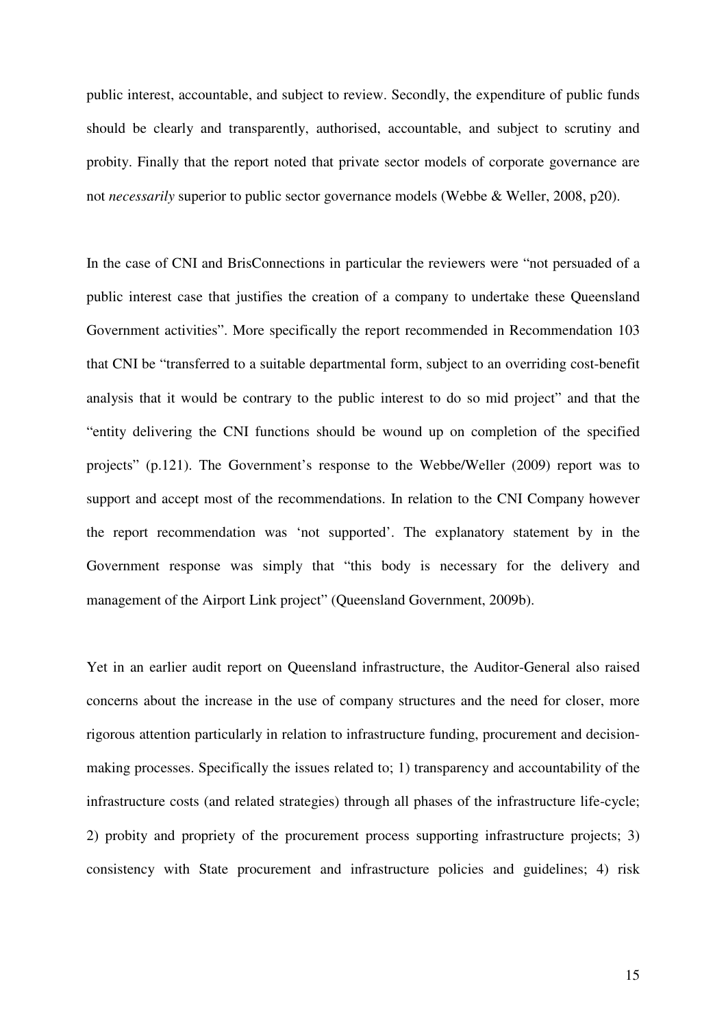public interest, accountable, and subject to review. Secondly, the expenditure of public funds should be clearly and transparently, authorised, accountable, and subject to scrutiny and probity. Finally that the report noted that private sector models of corporate governance are not *necessarily* superior to public sector governance models (Webbe & Weller, 2008, p20).

In the case of CNI and BrisConnections in particular the reviewers were "not persuaded of a public interest case that justifies the creation of a company to undertake these Queensland Government activities". More specifically the report recommended in Recommendation 103 that CNI be "transferred to a suitable departmental form, subject to an overriding cost-benefit analysis that it would be contrary to the public interest to do so mid project" and that the "entity delivering the CNI functions should be wound up on completion of the specified projects" (p.121). The Government's response to the Webbe/Weller (2009) report was to support and accept most of the recommendations. In relation to the CNI Company however the report recommendation was 'not supported'. The explanatory statement by in the Government response was simply that "this body is necessary for the delivery and management of the Airport Link project" (Queensland Government, 2009b).

Yet in an earlier audit report on Queensland infrastructure, the Auditor-General also raised concerns about the increase in the use of company structures and the need for closer, more rigorous attention particularly in relation to infrastructure funding, procurement and decision-making processes. Specifically the issues related to; 1) transparency and accountability of the infrastructure costs (and related strategies) through all phases of the infrastructure life-cycle; 2) probity and propriety of the procurement process supporting infrastructure projects; 3) consistency with State procurement and infrastructure policies and guidelines; 4) risk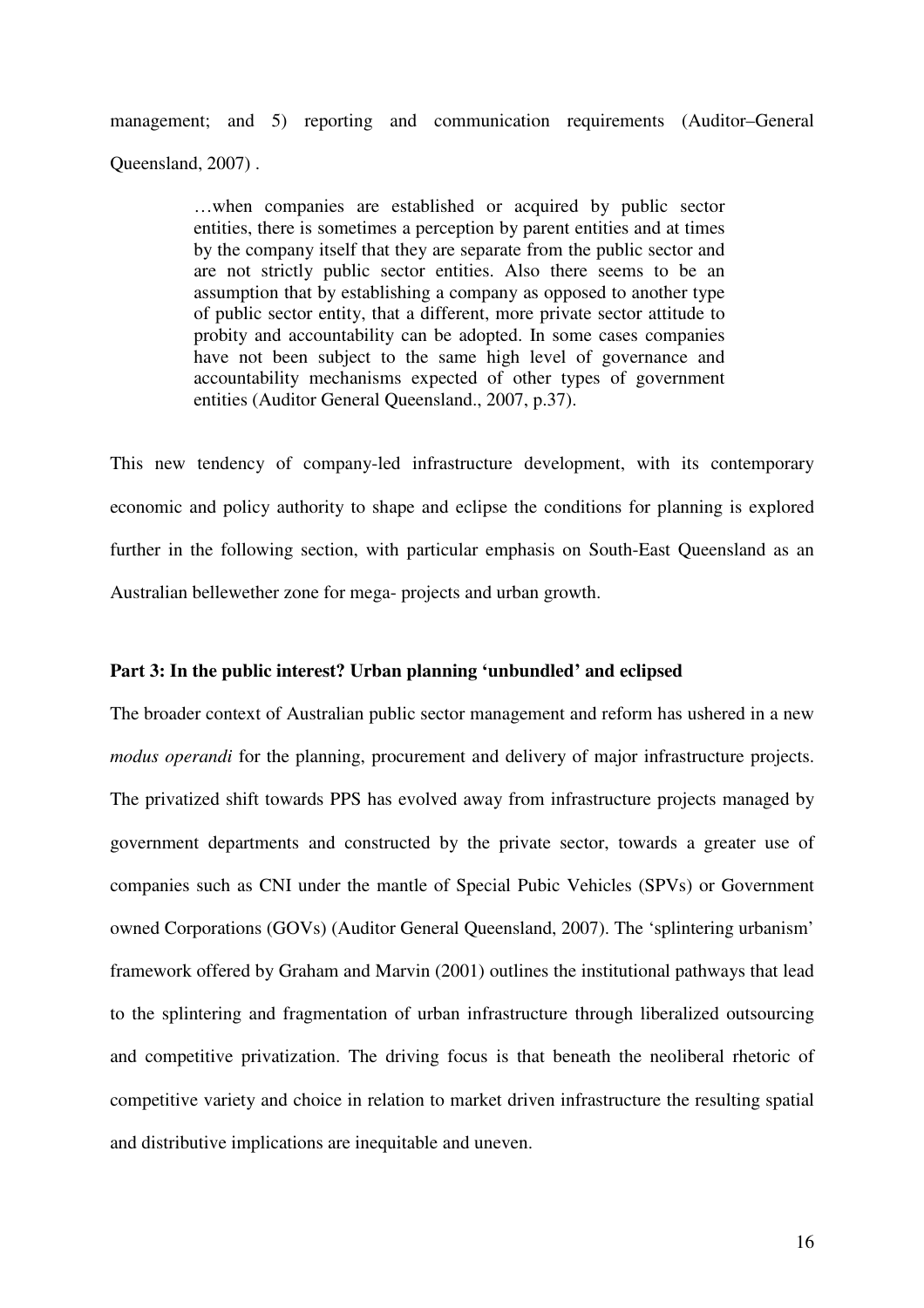management; and 5) reporting and communication requirements (Auditor–General Queensland, 2007) .

> …when companies are established or acquired by public sector entities, there is sometimes a perception by parent entities and at times by the company itself that they are separate from the public sector and are not strictly public sector entities. Also there seems to be an assumption that by establishing a company as opposed to another type of public sector entity, that a different, more private sector attitude to probity and accountability can be adopted. In some cases companies have not been subject to the same high level of governance and accountability mechanisms expected of other types of government entities (Auditor General Queensland., 2007, p.37).

This new tendency of company-led infrastructure development, with its contemporary economic and policy authority to shape and eclipse the conditions for planning is explored further in the following section, with particular emphasis on South-East Queensland as an Australian bellewether zone for mega- projects and urban growth.

### Part 3: In the public interest? Urban planning 'unbundled' and eclipsed

The broader context of Australian public sector management and reform has ushered in a new *modus operandi* for the planning, procurement and delivery of major infrastructure projects. The privatized shift towards PPS has evolved away from infrastructure projects managed by government departments and constructed by the private sector, towards a greater use of companies such as CNI under the mantle of Special Pubic Vehicles (SPVs) or Government owned Corporations (GOVs) (Auditor General Queensland, 2007). The 'splintering urbanism' framework offered by Graham and Marvin (2001) outlines the institutional pathways that lead to the splintering and fragmentation of urban infrastructure through liberalized outsourcing and competitive privatization. The driving focus is that beneath the neoliberal rhetoric of competitive variety and choice in relation to market driven infrastructure the resulting spatial and distributive implications are inequitable and uneven.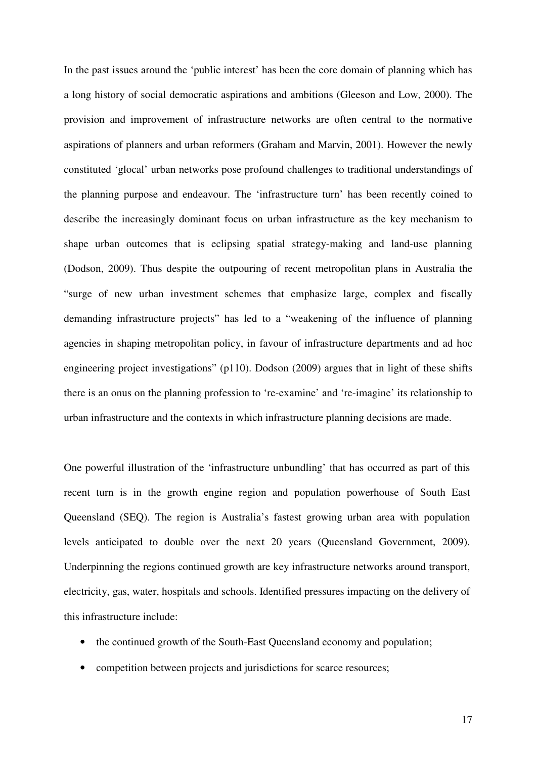In the past issues around the 'public interest' has been the core domain of planning which has a long history of social democratic aspirations and ambitions (Gleeson and Low, 2000). The provision and improvement of infrastructure networks are often central to the normative aspirations of planners and urban reformers (Graham and Marvin, 2001). However the newly constituted 'glocal' urban networks pose profound challenges to traditional understandings of the planning purpose and endeavour. The 'infrastructure turn' has been recently coined to describe the increasingly dominant focus on urban infrastructure as the key mechanism to shape urban outcomes that is eclipsing spatial strategy-making and land-use planning (Dodson, 2009). Thus despite the outpouring of recent metropolitan plans in Australia the "surge of new urban investment schemes that emphasize large, complex and fiscally demanding infrastructure projects" has led to a "weakening of the influence of planning agencies in shaping metropolitan policy, in favour of infrastructure departments and ad hoc engineering project investigations" (p110). Dodson (2009) argues that in light of these shifts there is an onus on the planning profession to 're-examine' and 're-imagine' its relationship to urban infrastructure and the contexts in which infrastructure planning decisions are made.

One powerful illustration of the 'infrastructure unbundling' that has occurred as part of this recent turn is in the growth engine region and population powerhouse of South East Queensland (SEQ). The region is Australia's fastest growing urban area with population levels anticipated to double over the next 20 years (Queensland Government, 2009). Underpinning the regions continued growth are key infrastructure networks around transport, electricity, gas, water, hospitals and schools. Identified pressures impacting on the delivery of this infrastructure include:

- the continued growth of the South-East Queensland economy and population;
- competition between projects and jurisdictions for scarce resources;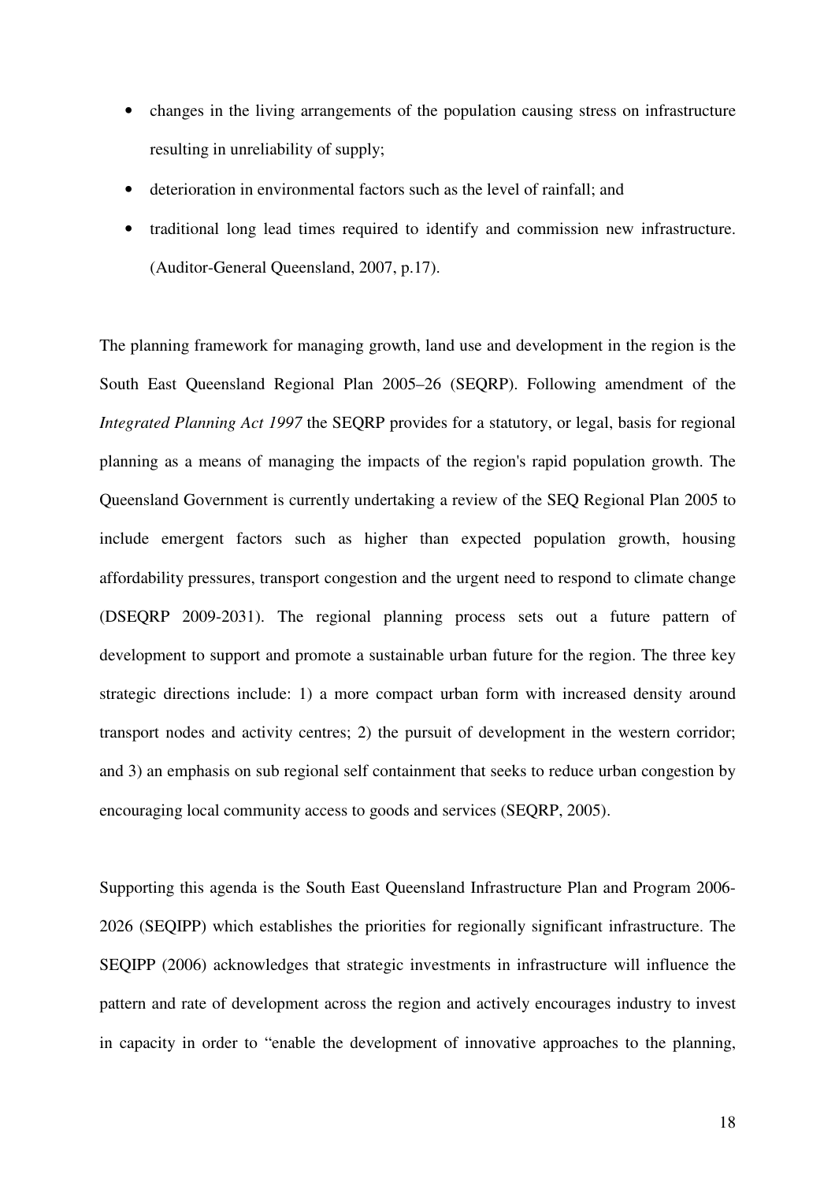- changes in the living arrangements of the population causing stress on infrastructure resulting in unreliability of supply;
- deterioration in environmental factors such as the level of rainfall; and
- traditional long lead times required to identify and commission new infrastructure. (Auditor-General Queensland, 2007, p.17).

The planning framework for managing growth, land use and development in the region is the South East Queensland Regional Plan 2005–26 (SEQRP). Following amendment of the *Integrated Planning Act 1997* the SEQRP provides for a statutory, or legal, basis for regional planning as a means of managing the impacts of the region's rapid population growth. The Queensland Government is currently undertaking a review of the SEQ Regional Plan 2005 to include emergent factors such as higher than expected population growth, housing affordability pressures, transport congestion and the urgent need to respond to climate change (DSEQRP 2009-2031). The regional planning process sets out a future pattern of development to support and promote a sustainable urban future for the region. The three key strategic directions include: 1) a more compact urban form with increased density around transport nodes and activity centres; 2) the pursuit of development in the western corridor; and 3) an emphasis on sub regional self containment that seeks to reduce urban congestion by encouraging local community access to goods and services (SEQRP, 2005).

Supporting this agenda is the South East Queensland Infrastructure Plan and Program 2006-2026 (SEQIPP) which establishes the priorities for regionally significant infrastructure. The SEQIPP (2006) acknowledges that strategic investments in infrastructure will influence the pattern and rate of development across the region and actively encourages industry to invest in capacity in order to "enable the development of innovative approaches to the planning,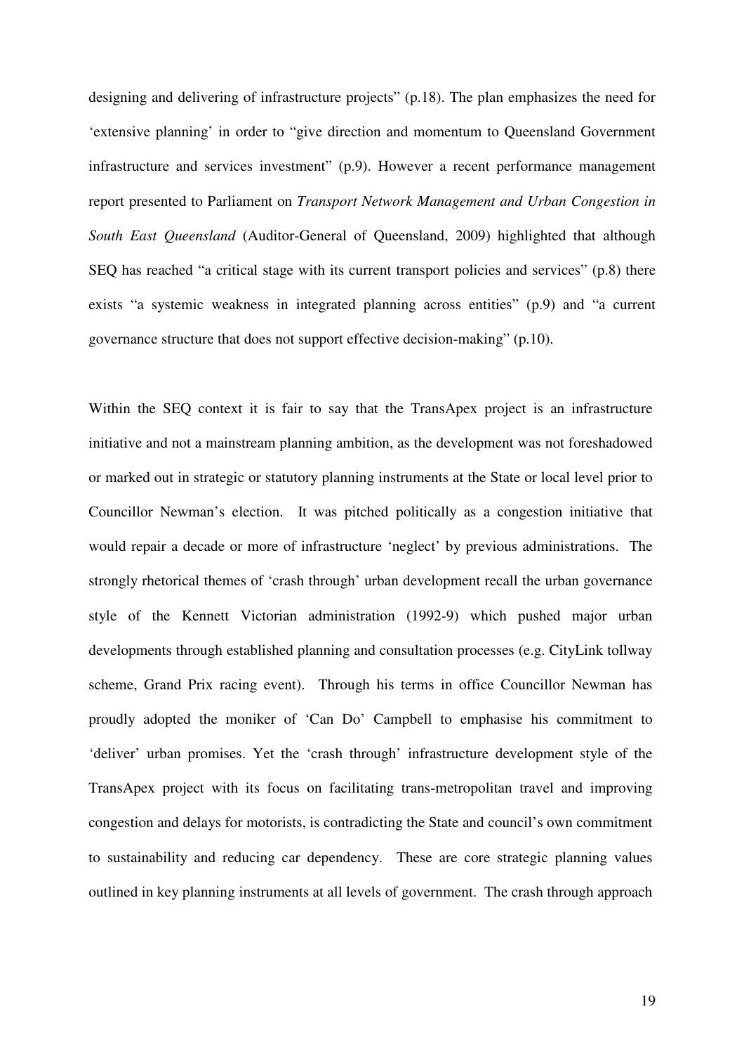designing and delivering of infrastructure projects" (p.18). The plan emphasizes the need for 'extensive planning' in order to "give direction and momentum to Queensland Government infrastructure and services investment" (p.9). However a recent performance management report presented to Parliament on *Transport Network Management and Urban Congestion in South East Queensland* (Auditor-General of Queensland, 2009) highlighted that although SEQ has reached "a critical stage with its current transport policies and services" (p.8) there exists "a systemic weakness in integrated planning across entities" (p.9) and "a current governance structure that does not support effective decision-making" (p.10).

Within the SEQ context it is fair to say that the TransApex project is an infrastructure initiative and not a mainstream planning ambition, as the development was not foreshadowed or marked out in strategic or statutory planning instruments at the State or local level prior to Councillor Newman's election. It was pitched politically as a congestion initiative that would repair a decade or more of infrastructure 'neglect' by previous administrations. The strongly rhetorical themes of 'crash through' urban development recall the urban governance style of the Kennett Victorian administration (1992-9) which pushed major urban developments through established planning and consultation processes (e.g. CityLink tollway scheme, Grand Prix racing event). Through his terms in office Councillor Newman has proudly adopted the moniker of 'Can Do' Campbell to emphasise his commitment to 'deliver' urban promises. Yet the 'crash through' infrastructure development style of the TransApex project with its focus on facilitating trans-metropolitan travel and improving congestion and delays for motorists, is contradicting the State and council's own commitment to sustainability and reducing car dependency. These are core strategic planning values outlined in key planning instruments at all levels of government. The crash through approach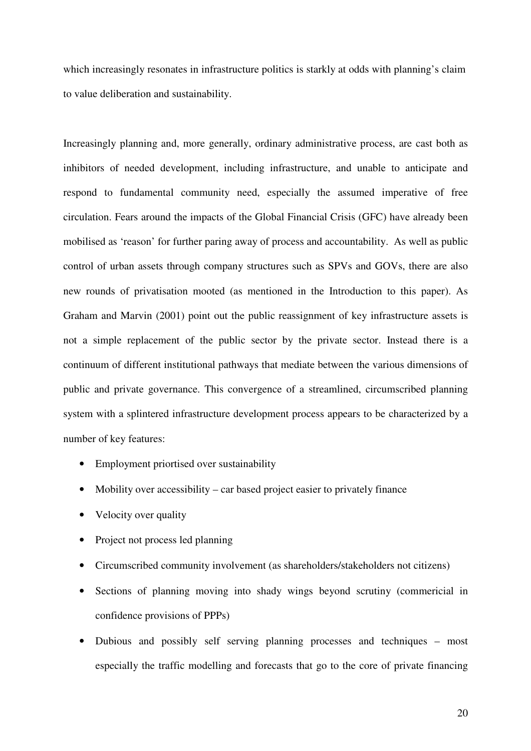which increasingly resonates in infrastructure politics is starkly at odds with planning's claim to value deliberation and sustainability.

Increasingly planning and, more generally, ordinary administrative process, are cast both as inhibitors of needed development, including infrastructure, and unable to anticipate and respond to fundamental community need, especially the assumed imperative of free circulation. Fears around the impacts of the Global Financial Crisis (GFC) have already been mobilised as 'reason' for further paring away of process and accountability. As well as public control of urban assets through company structures such as SPVs and GOVs, there are also new rounds of privatisation mooted (as mentioned in the Introduction to this paper). As Graham and Marvin (2001) point out the public reassignment of key infrastructure assets is not a simple replacement of the public sector by the private sector. Instead there is a continuum of different institutional pathways that mediate between the various dimensions of public and private governance. This convergence of a streamlined, circumscribed planning system with a splintered infrastructure development process appears to be characterized by a number of key features:

- Employment priortised over sustainability
- Mobility over accessibility – car based project easier to privately finance
- Velocity over quality
- Project not process led planning
- Circumscribed community involvement (as shareholders/stakeholders not citizens)
- Sections of planning moving into shady wings beyond scrutiny (commericial in confidence provisions of PPPs)
- Dubious and possibly self serving planning processes and techniques – most especially the traffic modelling and forecasts that go to the core of private financing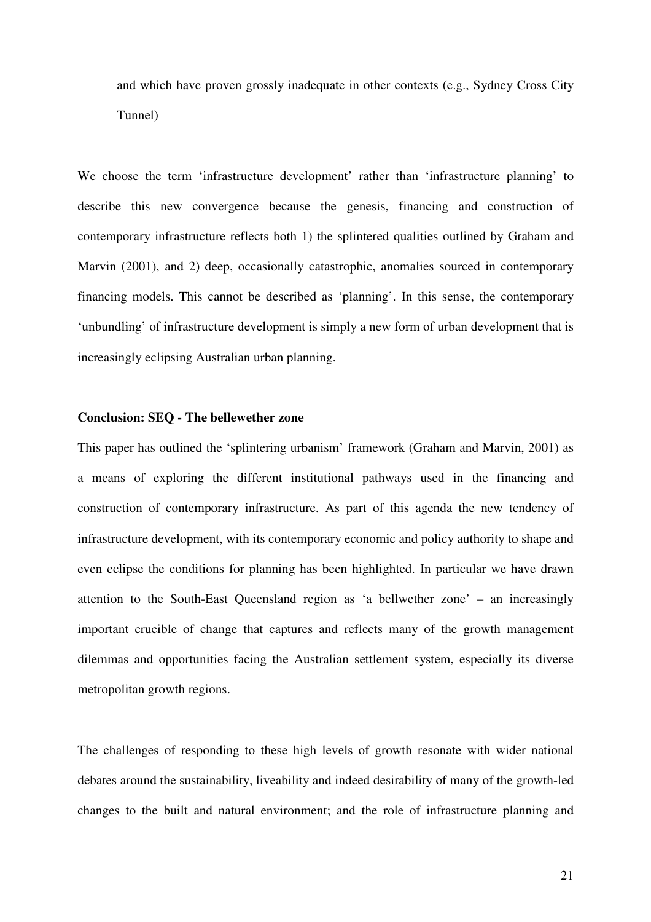and which have proven grossly inadequate in other contexts (e.g., Sydney Cross City Tunnel)

We choose the term 'infrastructure development' rather than 'infrastructure planning' to describe this new convergence because the genesis, financing and construction of contemporary infrastructure reflects both 1) the splintered qualities outlined by Graham and Marvin (2001), and 2) deep, occasionally catastrophic, anomalies sourced in contemporary financing models. This cannot be described as 'planning'. In this sense, the contemporary 'unbundling' of infrastructure development is simply a new form of urban development that is increasingly eclipsing Australian urban planning.

**Conclusion: SEQ - The bellewether zone**

This paper has outlined the 'splintering urbanism' framework (Graham and Marvin, 2001) as a means of exploring the different institutional pathways used in the financing and construction of contemporary infrastructure. As part of this agenda the new tendency of infrastructure development, with its contemporary economic and policy authority to shape and even eclipse the conditions for planning has been highlighted. In particular we have drawn attention to the South-East Queensland region as 'a bellwether zone' – an increasingly important crucible of change that captures and reflects many of the growth management dilemmas and opportunities facing the Australian settlement system, especially its diverse metropolitan growth regions.

The challenges of responding to these high levels of growth resonate with wider national debates around the sustainability, liveability and indeed desirability of many of the growth-led changes to the built and natural environment; and the role of infrastructure planning and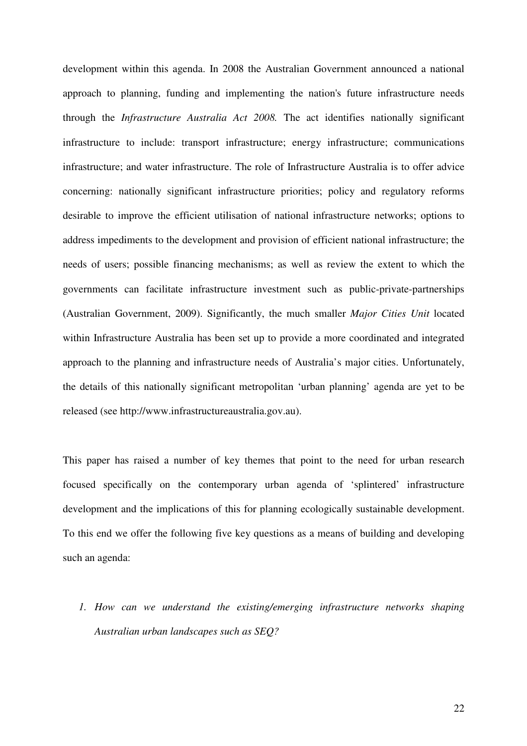development within this agenda. In 2008 the Australian Government announced a national approach to planning, funding and implementing the nation's future infrastructure needs through the *Infrastructure Australia Act 2008.* The act identifies nationally significant infrastructure to include: transport infrastructure; energy infrastructure; communications infrastructure; and water infrastructure. The role of Infrastructure Australia is to offer advice concerning: nationally significant infrastructure priorities; policy and regulatory reforms desirable to improve the efficient utilisation of national infrastructure networks; options to address impediments to the development and provision of efficient national infrastructure; the needs of users; possible financing mechanisms; as well as review the extent to which the governments can facilitate infrastructure investment such as public-private-partnerships (Australian Government, 2009). Significantly, the much smaller *Major Cities Unit* located within Infrastructure Australia has been set up to provide a more coordinated and integrated approach to the planning and infrastructure needs of Australia's major cities. Unfortunately, the details of this nationally significant metropolitan 'urban planning' agenda are yet to be released (see http://www.infrastructureaustralia.gov.au).

This paper has raised a number of key themes that point to the need for urban research focused specifically on the contemporary urban agenda of 'splintered' infrastructure development and the implications of this for planning ecologically sustainable development. To this end we offer the following five key questions as a means of building and developing such an agenda:

1. *How can we understand the existing/emerging infrastructure networks shaping Australian urban landscapes such as SEQ?*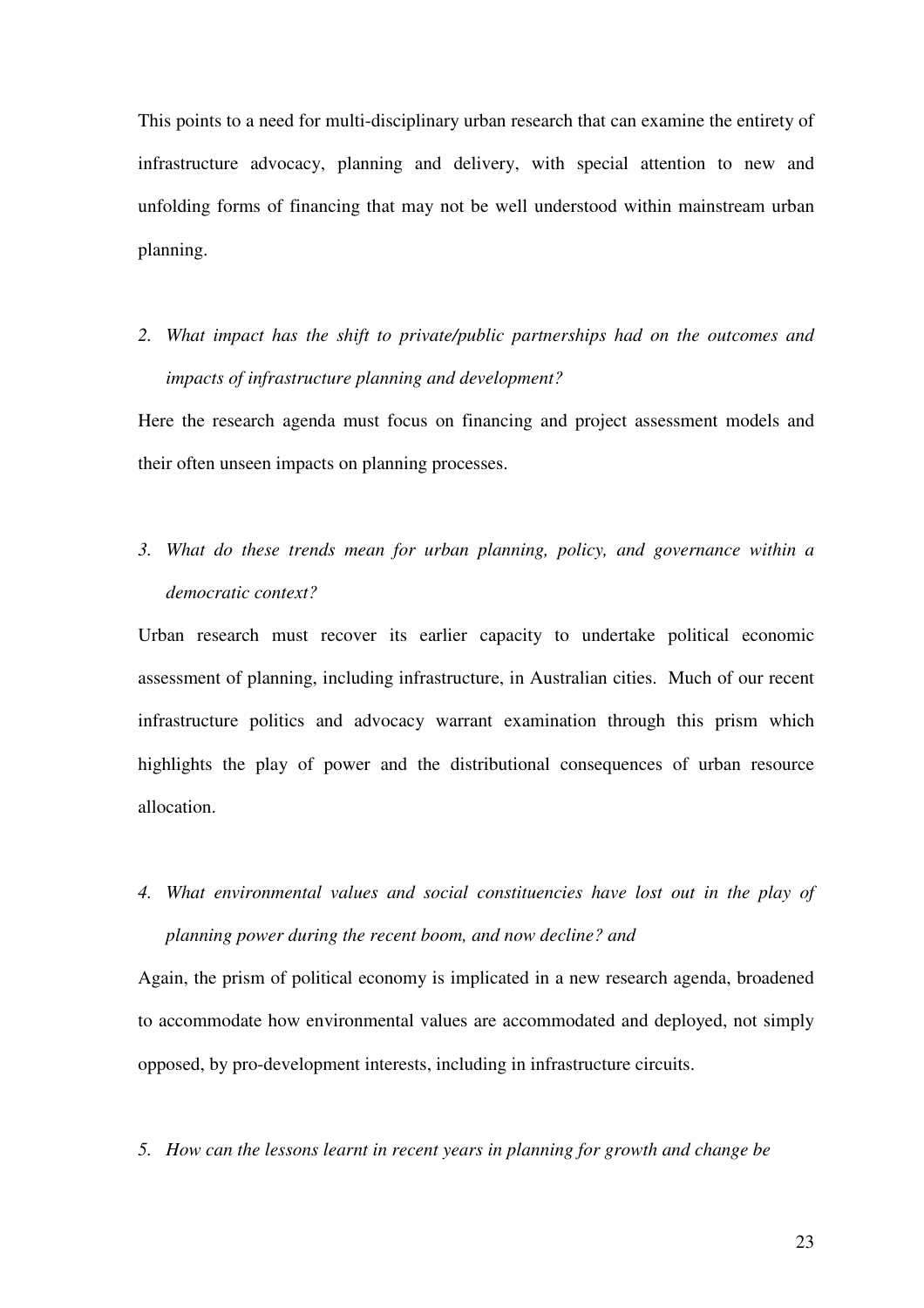This points to a need for multi-disciplinary urban research that can examine the entirety of infrastructure advocacy, planning and delivery, with special attention to new and unfolding forms of financing that may not be well understood within mainstream urban planning.

2. *What impact has the shift to private/public partnerships had on the outcomes and impacts of infrastructure planning and development?*

Here the research agenda must focus on financing and project assessment models and their often unseen impacts on planning processes.

3. *What do these trends mean for urban planning, policy, and governance within a democratic context?*

Urban research must recover its earlier capacity to undertake political economic assessment of planning, including infrastructure, in Australian cities. Much of our recent infrastructure politics and advocacy warrant examination through this prism which highlights the play of power and the distributional consequences of urban resource allocation.

4. *What environmental values and social constituencies have lost out in the play of planning power during the recent boom, and now decline? and*

Again, the prism of political economy is implicated in a new research agenda, broadened to accommodate how environmental values are accommodated and deployed, not simply opposed, by pro-development interests, including in infrastructure circuits.

5. *How can the lessons learnt in recent years in planning for growth and change be*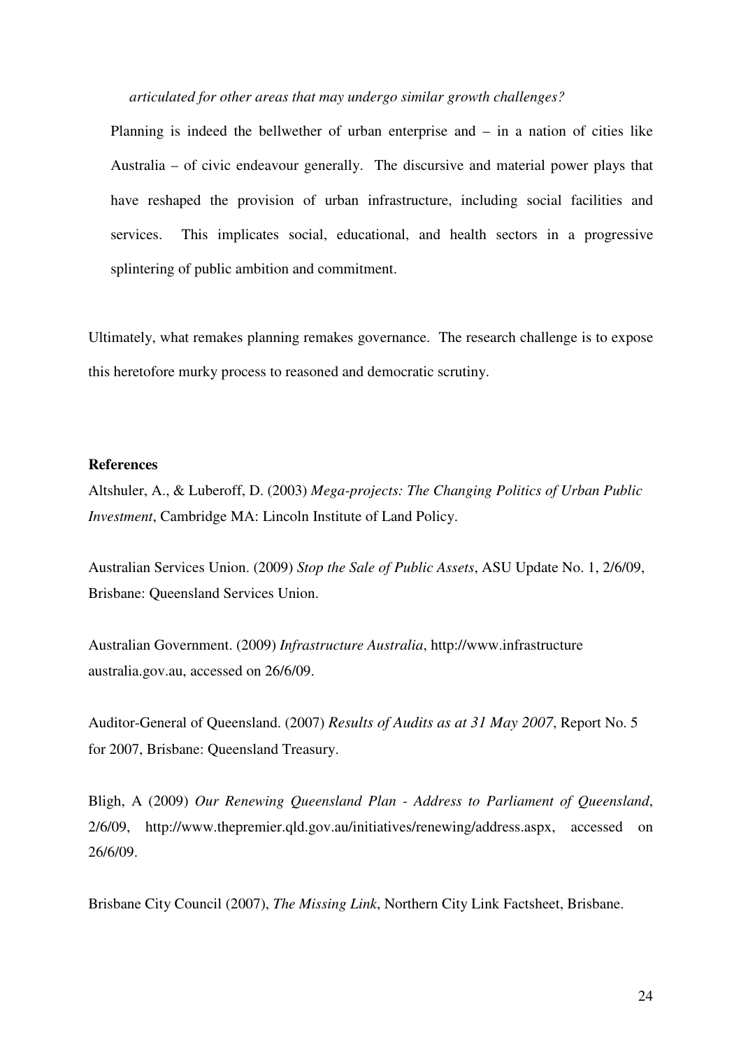*articulated for other areas that may undergo similar growth challenges?*

Planning is indeed the bellwether of urban enterprise and – in a nation of cities like Australia – of civic endeavour generally. The discursive and material power plays that have reshaped the provision of urban infrastructure, including social facilities and services. This implicates social, educational, and health sectors in a progressive splintering of public ambition and commitment.

Ultimately, what remakes planning remakes governance. The research challenge is to expose this heretofore murky process to reasoned and democratic scrutiny.

**References**

Altshuler, A., & Luberoff, D. (2003) *Mega-projects: The Changing Politics of Urban Public Investment*, Cambridge MA: Lincoln Institute of Land Policy.

Australian Services Union. (2009) *Stop the Sale of Public Assets*, ASU Update No. 1, 2/6/09, Brisbane: Queensland Services Union.

Australian Government. (2009) *Infrastructure Australia*, http://www.infrastructure australia.gov.au, accessed on 26/6/09.

Auditor-General of Queensland. (2007) *Results of Audits as at 31 May 2007*, Report No. 5 for 2007, Brisbane: Queensland Treasury.

Bligh, A (2009) *Our Renewing Queensland Plan - Address to Parliament of Queensland*, 2/6/09, http://www.thepremier.qld.gov.au/initiatives/renewing/address.aspx, accessed on 26/6/09.

Brisbane City Council (2007), *The Missing Link*, Northern City Link Factsheet, Brisbane.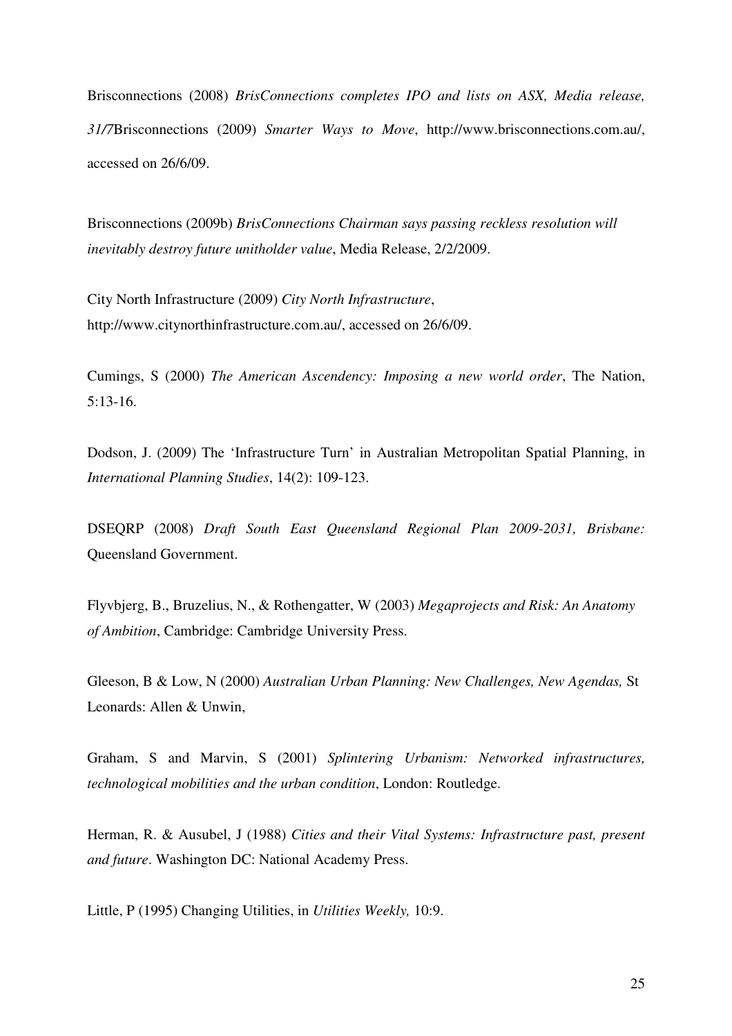Brisconnections (2008) *BrisConnections completes IPO and lists on ASX, Media release, 31/7*Brisconnections (2009) *Smarter Ways to Move*, http://www.brisconnections.com.au/, accessed on 26/6/09.

Brisconnections (2009b) *BrisConnections Chairman says passing reckless resolution will inevitably destroy future unitholder value*, Media Release, 2/2/2009.

City North Infrastructure (2009) *City North Infrastructure*, http://www.citynorthinfrastructure.com.au/, accessed on 26/6/09.

Cumings, S (2000) *The American Ascendency: Imposing a new world order*, The Nation, 5:13-16.

Dodson, J. (2009) The 'Infrastructure Turn' in Australian Metropolitan Spatial Planning, in *International Planning Studies*, 14(2): 109-123.

DSEQRP (2008) *Draft South East Queensland Regional Plan 2009-2031, Brisbane:* Queensland Government.

Flyvbjerg, B., Bruzelius, N., & Rothengatter, W (2003) *Megaprojects and Risk: An Anatomy of Ambition*, Cambridge: Cambridge University Press.

Gleeson, B & Low, N (2000) *Australian Urban Planning: New Challenges, New Agendas,* St Leonards: Allen & Unwin,

Graham, S and Marvin, S (2001) *Splintering Urbanism: Networked infrastructures, technological mobilities and the urban condition*, London: Routledge.

Herman, R. & Ausubel, J (1988) *Cities and their Vital Systems: Infrastructure past, present and future*. Washington DC: National Academy Press.

Little, P (1995) Changing Utilities, in *Utilities Weekly,* 10:9.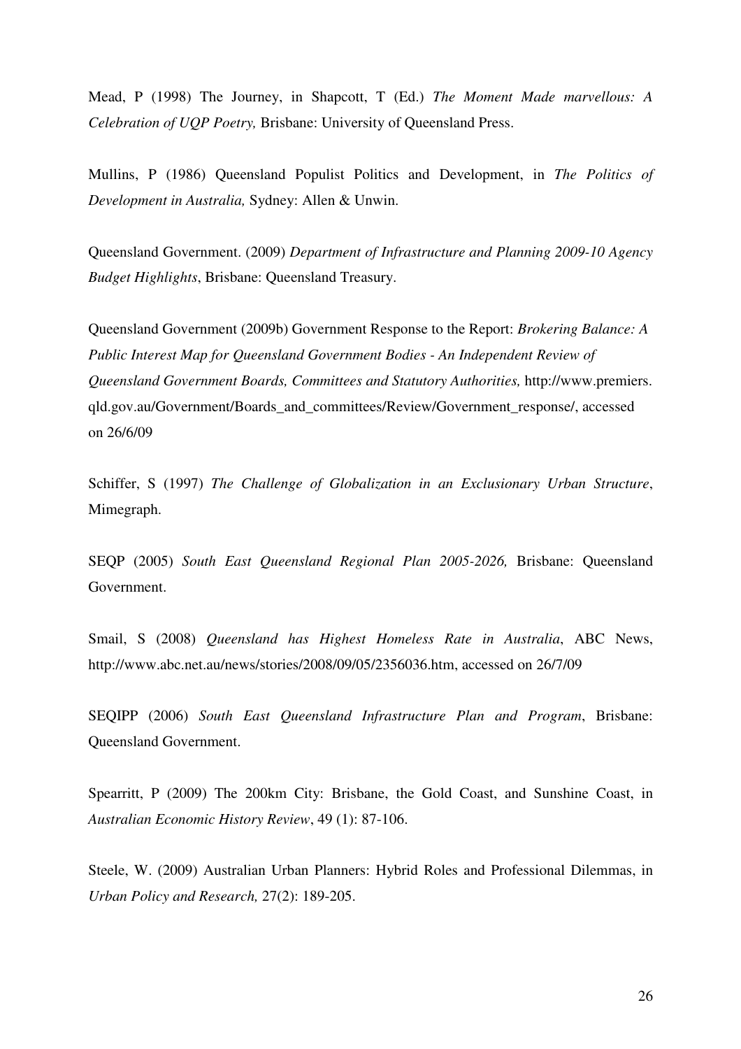Mead, P (1998) The Journey, in Shapcott, T (Ed.) *The Moment Made marvellous: A Celebration of UQP Poetry,* Brisbane: University of Queensland Press.

Mullins, P (1986) Queensland Populist Politics and Development, in *The Politics of Development in Australia,* Sydney: Allen & Unwin.

Queensland Government. (2009) *Department of Infrastructure and Planning 2009-10 Agency Budget Highlights*, Brisbane: Queensland Treasury.

Queensland Government (2009b) Government Response to the Report: *Brokering Balance: A Public Interest Map for Queensland Government Bodies - An Independent Review of Queensland Government Boards, Committees and Statutory Authorities,* http://www.premiers.qld.gov.au/Government/Boards_and_committees/Review/Government_response/, accessed on 26/6/09

Schiffer, S (1997) *The Challenge of Globalization in an Exclusionary Urban Structure*, Mimegraph.

SEQP (2005) *South East Queensland Regional Plan 2005-2026,* Brisbane: Queensland Government.

Smail, S (2008) *Queensland has Highest Homeless Rate in Australia*, ABC News, http://www.abc.net.au/news/stories/2008/09/05/2356036.htm, accessed on 26/7/09

SEQIPP (2006) *South East Queensland Infrastructure Plan and Program*, Brisbane: Queensland Government.

Spearritt, P (2009) The 200km City: Brisbane, the Gold Coast, and Sunshine Coast, in *Australian Economic History Review*, 49 (1): 87-106.

Steele, W. (2009) Australian Urban Planners: Hybrid Roles and Professional Dilemmas, in *Urban Policy and Research,* 27(2): 189-205.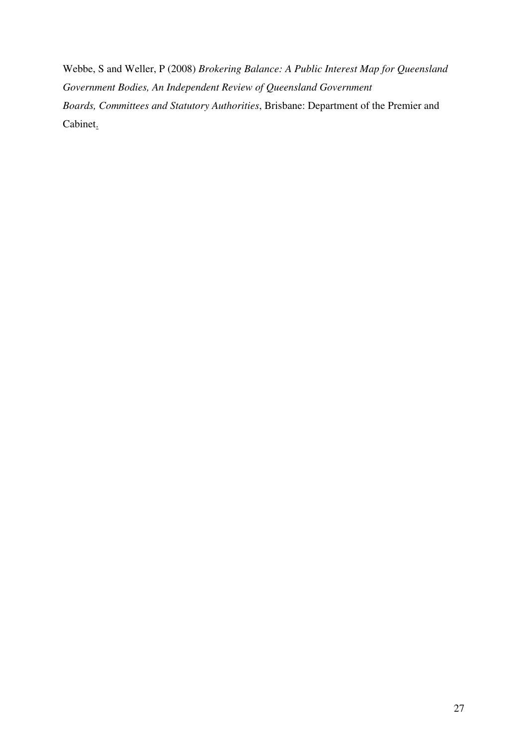Webbe, S and Weller, P (2008) *Brokering Balance: A Public Interest Map for Queensland Government Bodies, An Independent Review of Queensland Government Boards, Committees and Statutory Authorities*, Brisbane: Department of the Premier and Cabinet.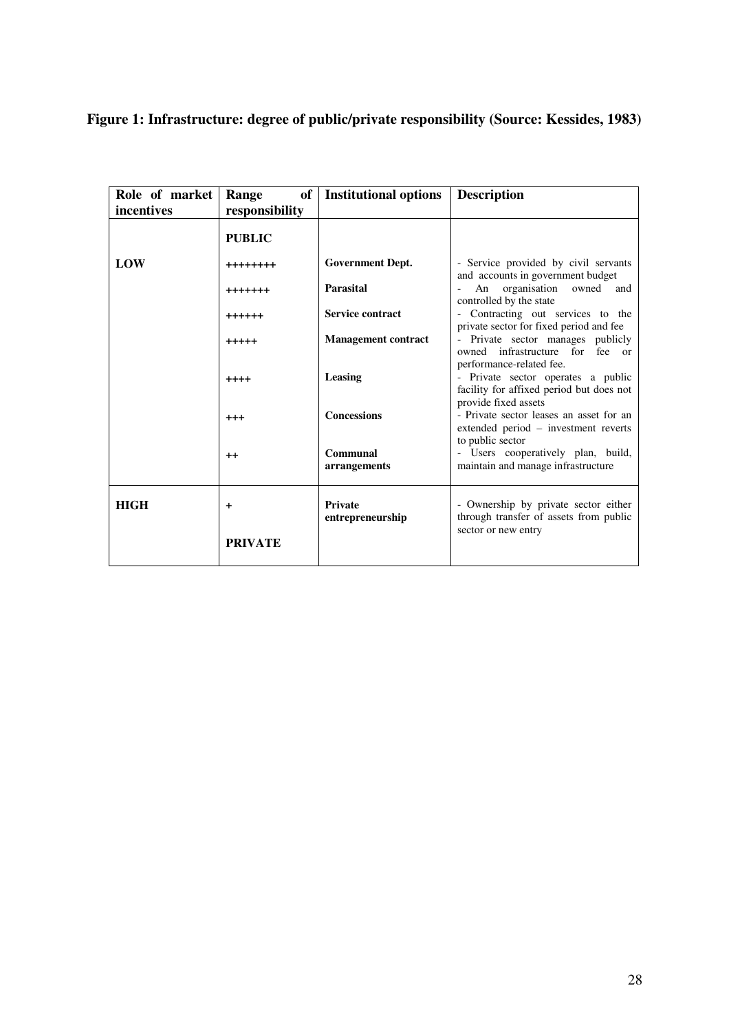**Figure 1: Infrastructure: degree of public/private responsibility (Source: Kessides, 1983)**

| Role of market incentives | Range of responsibility | Institutional options | Description |
|---|---|---|---|
| | **PUBLIC** | | |
| **LOW** | ++++++++ | **Government Dept.** | - Service provided by civil servants and accounts in government budget |
| | +++++++ | **Parasital** | - An organisation owned and controlled by the state |
| | ++++++ | **Service contract** | - Contracting out services to the private sector for fixed period and fee |
| | +++++ | **Management contract** | - Private sector manages publicly owned infrastructure for fee or performance-related fee. |
| | ++++ | **Leasing** | - Private sector operates a public facility for affixed period but does not provide fixed assets |
| | +++ | **Concessions** | - Private sector leases an asset for an extended period – investment reverts to public sector |
| | ++ | **Communal arrangements** | - Users cooperatively plan, build, maintain and manage infrastructure |
| **HIGH** | + | **Private entrepreneurship** | - Ownership by private sector either through transfer of assets from public sector or new entry |
| | **PRIVATE** | | |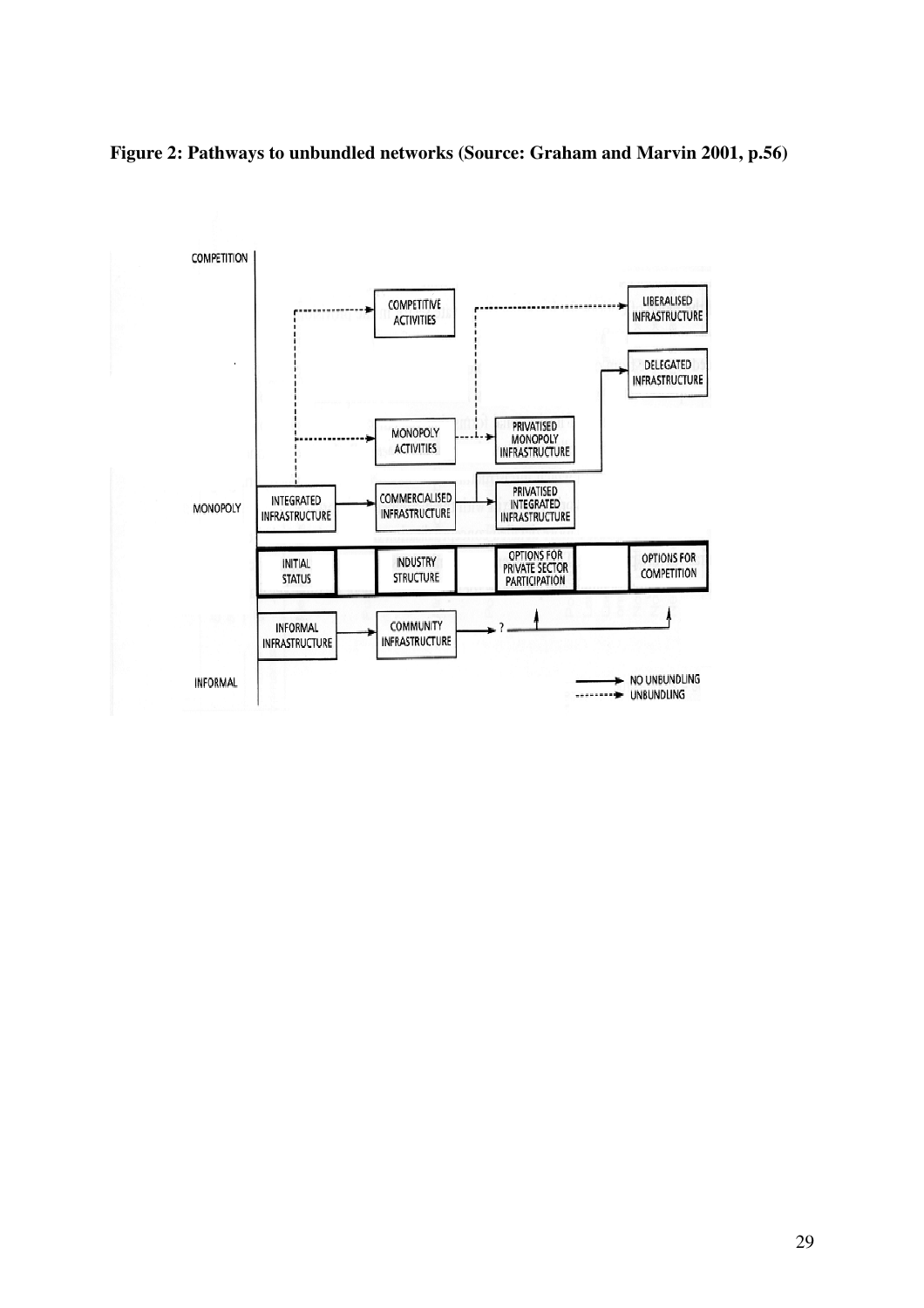**Figure 2: Pathways to unbundled networks (Source: Graham and Marvin 2001, p.56)**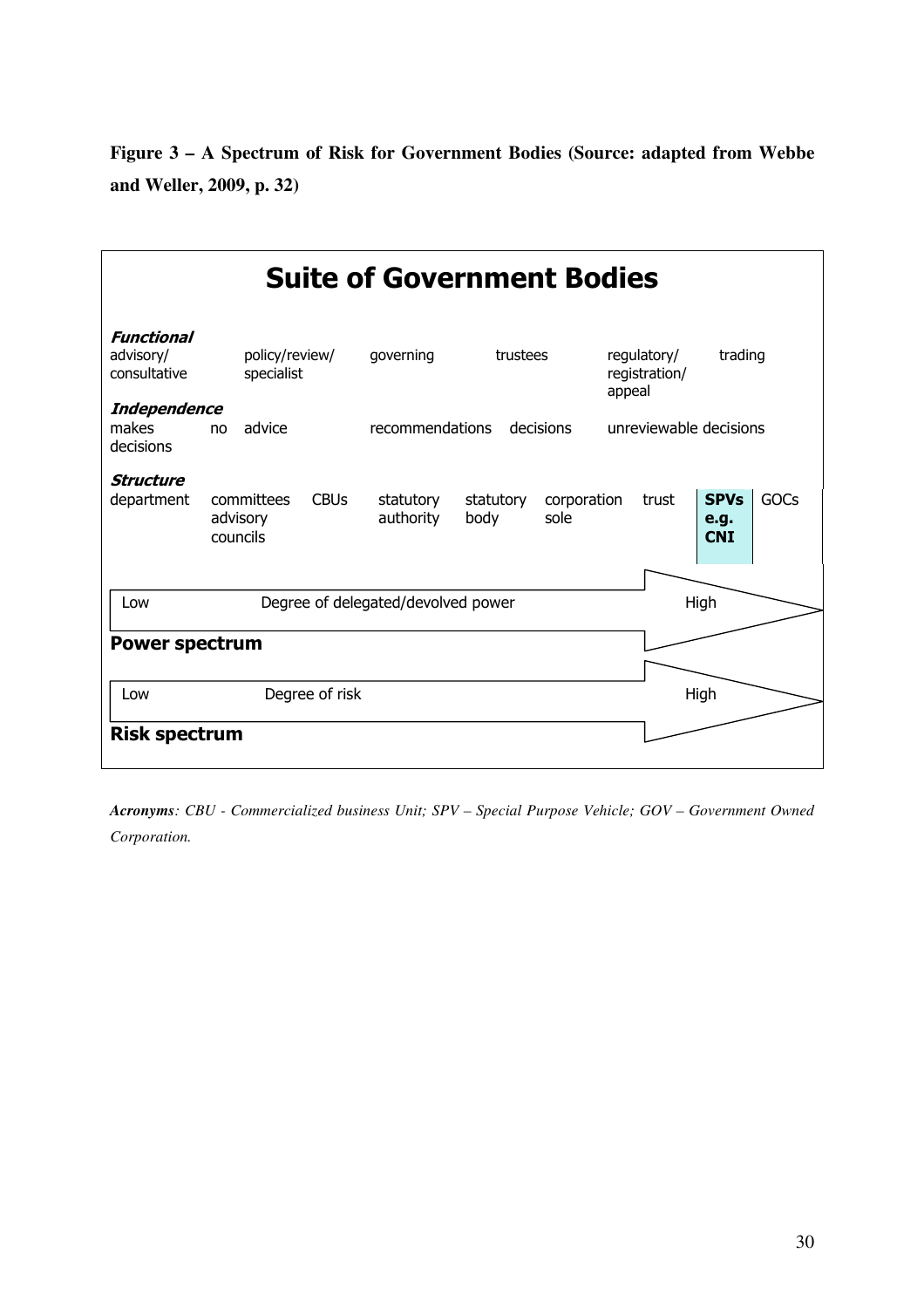**Figure 3 – A Spectrum of Risk for Government Bodies (Source: adapted from Webbe and Weller, 2009, p. 32)**

**Suite of Government Bodies**

***Functional***

advisory/ consultative
policy/review/ specialist
governing
trustees
regulatory/ registration/ appeal
trading

***Independence***

makes no decisions
advice
recommendations
decisions
unreviewable decisions

***Structure***

department
committees advisory councils
CBUs
statutory authority
statutory body
corporation sole
trust
**SPVs e.g. CNI**
GOCs

Low
Degree of delegated/devolved power
High

**Power spectrum**

Low
Degree of risk
High

**Risk spectrum**

***Acronyms****: CBU - Commercialized business Unit; SPV – Special Purpose Vehicle; GOV – Government Owned Corporation.*